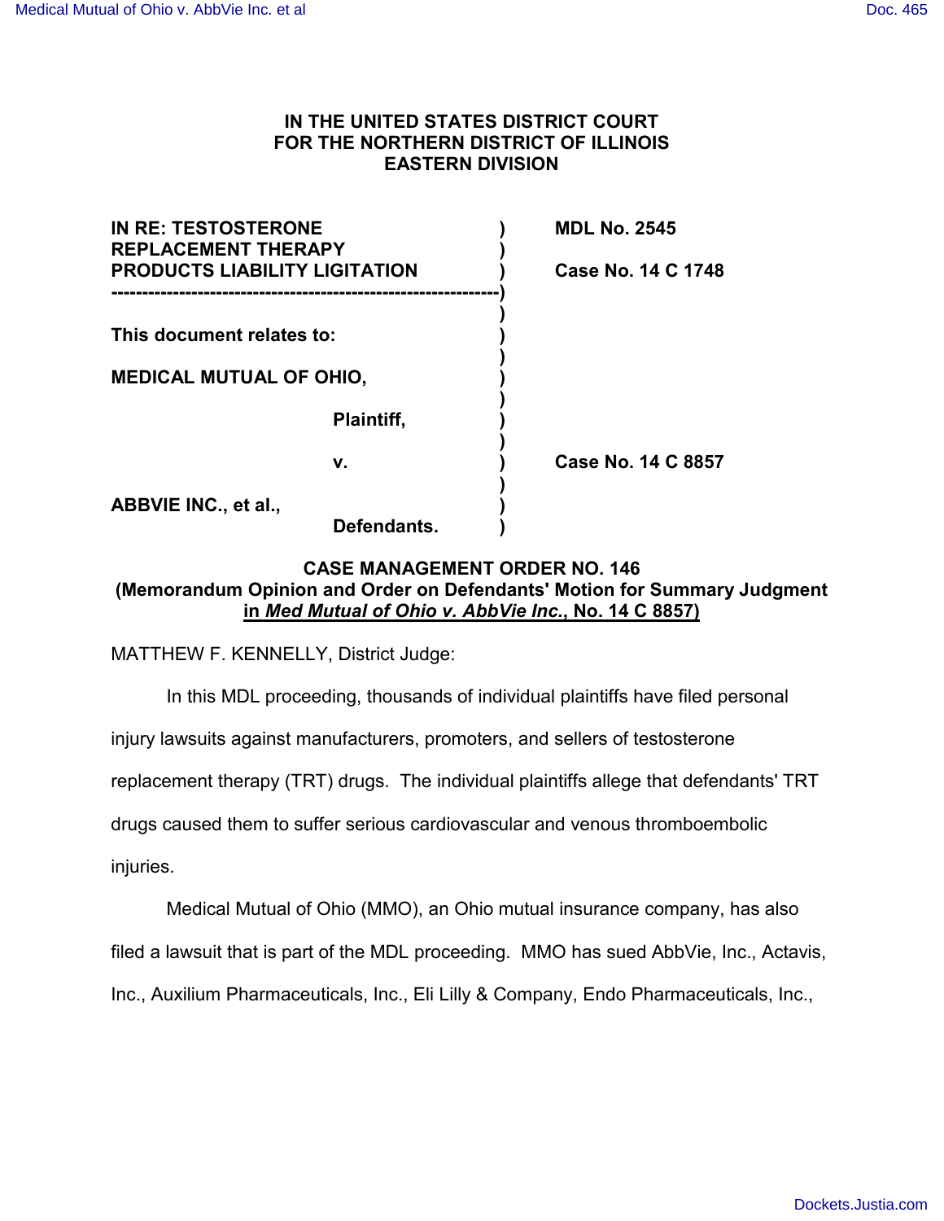# IN THE UNITED STATES DISTRICT COURT FOR THE NORTHERN DISTRICT OF ILLINOIS EASTERN DIVISION

| | | |
|---|---|---|
| **IN RE: TESTOSTERONE REPLACEMENT THERAPY PRODUCTS LIABILITY LIGITATION** | ) | **MDL No. 2545** |
| | ) | **Case No. 14 C 1748** |
| **This document relates to:** | ) | |
| **MEDICAL MUTUAL OF OHIO,** | ) | |
| **Plaintiff,** | ) | |
| **v.** | ) | **Case No. 14 C 8857** |
| **ABBVIE INC., et al.,** | ) | |
| **Defendants.** | ) | |

**CASE MANAGEMENT ORDER NO. 146**
**(Memorandum Opinion and Order on Defendants' Motion for Summary Judgment in *Med Mutual of Ohio v. AbbVie Inc.*, No. 14 C 8857)**

MATTHEW F. KENNELLY, District Judge:

In this MDL proceeding, thousands of individual plaintiffs have filed personal injury lawsuits against manufacturers, promoters, and sellers of testosterone replacement therapy (TRT) drugs. The individual plaintiffs allege that defendants' TRT drugs caused them to suffer serious cardiovascular and venous thromboembolic injuries.

Medical Mutual of Ohio (MMO), an Ohio mutual insurance company, has also filed a lawsuit that is part of the MDL proceeding. MMO has sued AbbVie, Inc., Actavis, Inc., Auxilium Pharmaceuticals, Inc., Eli Lilly & Company, Endo Pharmaceuticals, Inc.,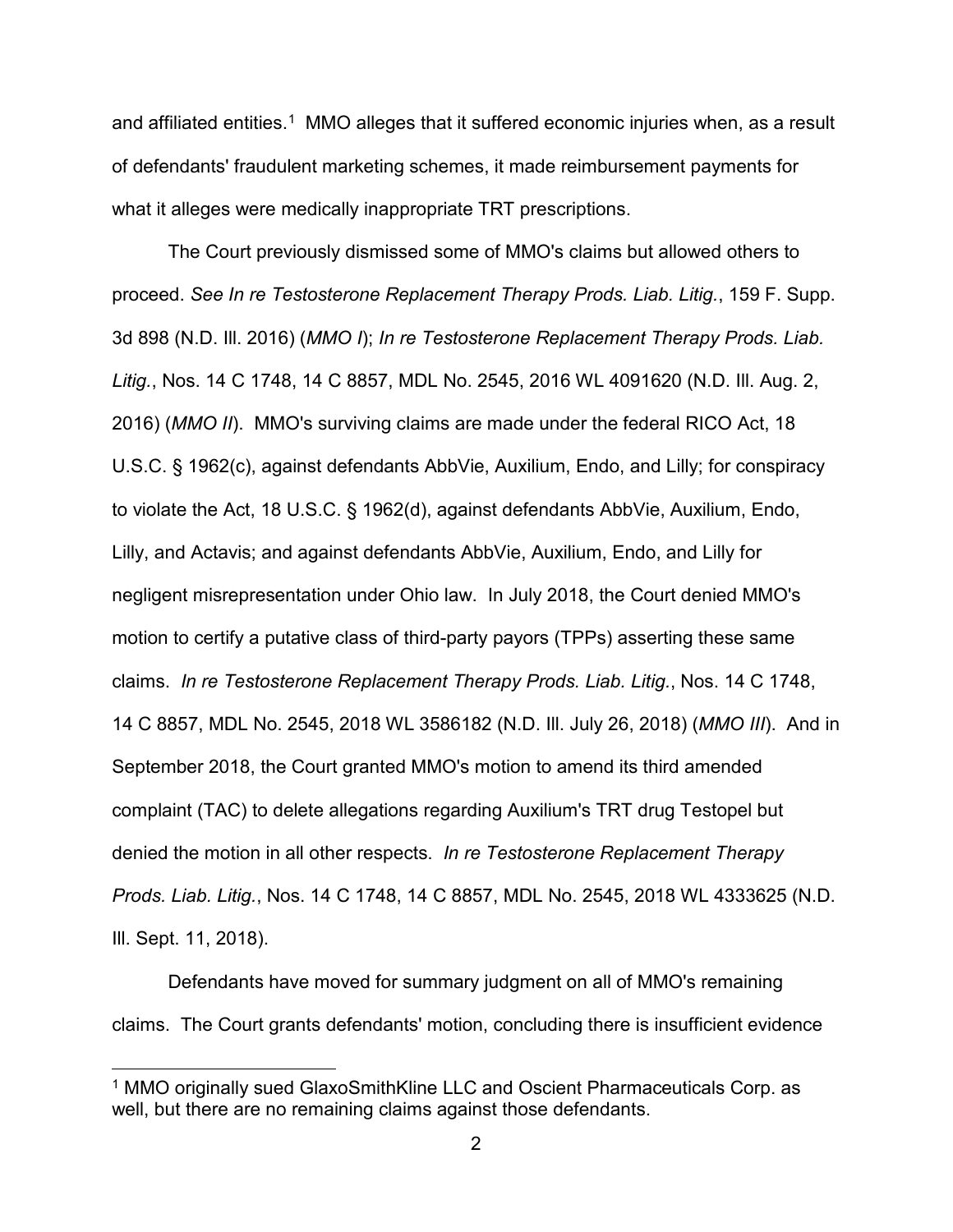and affiliated entities.[1] MMO alleges that it suffered economic injuries when, as a result of defendants' fraudulent marketing schemes, it made reimbursement payments for what it alleges were medically inappropriate TRT prescriptions.

The Court previously dismissed some of MMO's claims but allowed others to proceed. *See In re Testosterone Replacement Therapy Prods. Liab. Litig.*, 159 F. Supp. 3d 898 (N.D. Ill. 2016) (*MMO I*); *In re Testosterone Replacement Therapy Prods. Liab. Litig.*, Nos. 14 C 1748, 14 C 8857, MDL No. 2545, 2016 WL 4091620 (N.D. Ill. Aug. 2, 2016) (*MMO II*). MMO's surviving claims are made under the federal RICO Act, 18 U.S.C. § 1962(c), against defendants AbbVie, Auxilium, Endo, and Lilly; for conspiracy to violate the Act, 18 U.S.C. § 1962(d), against defendants AbbVie, Auxilium, Endo, Lilly, and Actavis; and against defendants AbbVie, Auxilium, Endo, and Lilly for negligent misrepresentation under Ohio law. In July 2018, the Court denied MMO's motion to certify a putative class of third-party payors (TPPs) asserting these same claims. *In re Testosterone Replacement Therapy Prods. Liab. Litig.*, Nos. 14 C 1748, 14 C 8857, MDL No. 2545, 2018 WL 3586182 (N.D. Ill. July 26, 2018) (*MMO III*). And in September 2018, the Court granted MMO's motion to amend its third amended complaint (TAC) to delete allegations regarding Auxilium's TRT drug Testopel but denied the motion in all other respects. *In re Testosterone Replacement Therapy Prods. Liab. Litig.*, Nos. 14 C 1748, 14 C 8857, MDL No. 2545, 2018 WL 4333625 (N.D. Ill. Sept. 11, 2018).

Defendants have moved for summary judgment on all of MMO's remaining claims. The Court grants defendants' motion, concluding there is insufficient evidence

---

[1] MMO originally sued GlaxoSmithKline LLC and Oscient Pharmaceuticals Corp. as well, but there are no remaining claims against those defendants.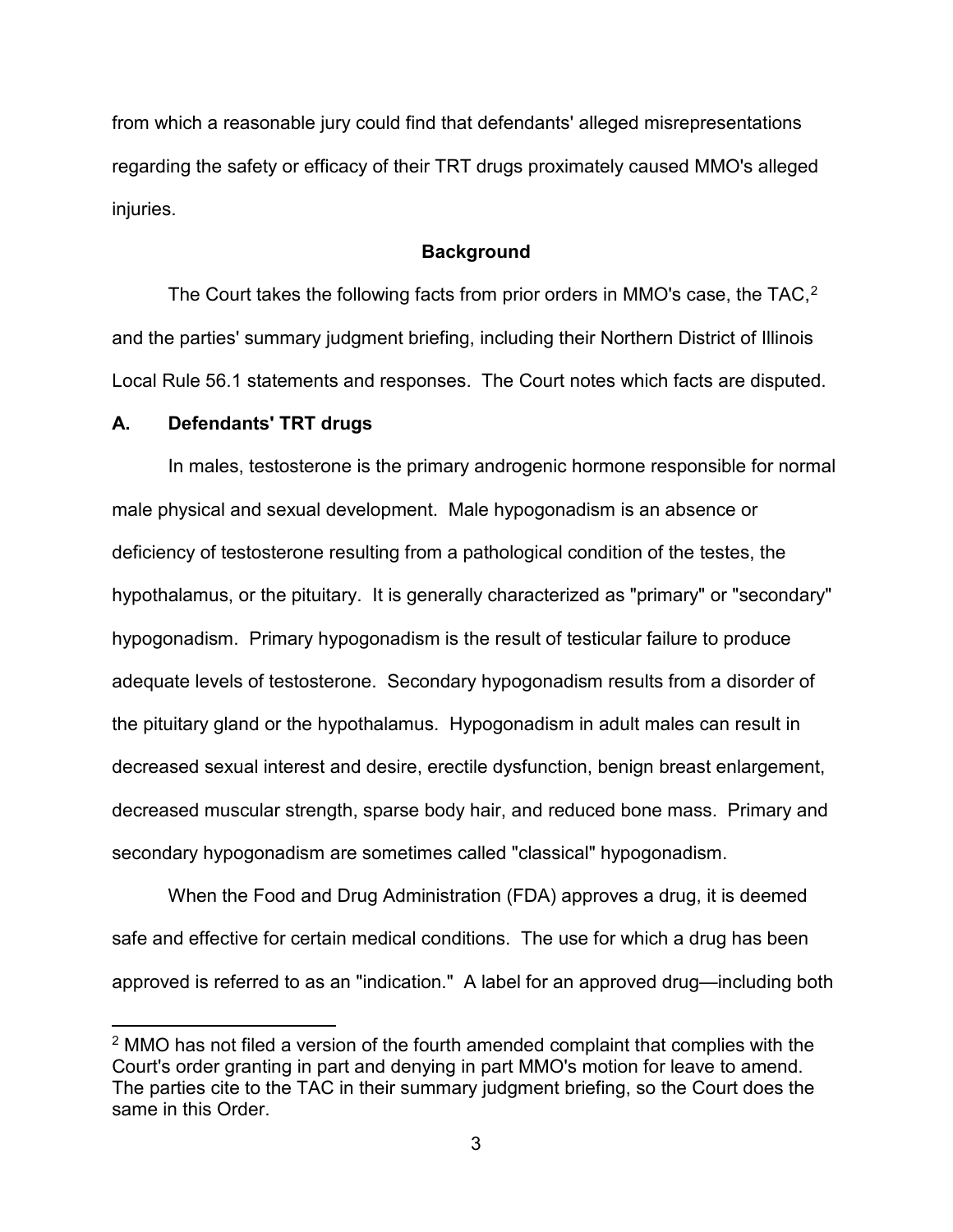from which a reasonable jury could find that defendants' alleged misrepresentations regarding the safety or efficacy of their TRT drugs proximately caused MMO's alleged injuries.

## Background

The Court takes the following facts from prior orders in MMO's case, the TAC,[2] and the parties' summary judgment briefing, including their Northern District of Illinois Local Rule 56.1 statements and responses. The Court notes which facts are disputed.

### A. Defendants' TRT drugs

In males, testosterone is the primary androgenic hormone responsible for normal male physical and sexual development. Male hypogonadism is an absence or deficiency of testosterone resulting from a pathological condition of the testes, the hypothalamus, or the pituitary. It is generally characterized as "primary" or "secondary" hypogonadism. Primary hypogonadism is the result of testicular failure to produce adequate levels of testosterone. Secondary hypogonadism results from a disorder of the pituitary gland or the hypothalamus. Hypogonadism in adult males can result in decreased sexual interest and desire, erectile dysfunction, benign breast enlargement, decreased muscular strength, sparse body hair, and reduced bone mass. Primary and secondary hypogonadism are sometimes called "classical" hypogonadism.

When the Food and Drug Administration (FDA) approves a drug, it is deemed safe and effective for certain medical conditions. The use for which a drug has been approved is referred to as an "indication." A label for an approved drug—including both

[2] MMO has not filed a version of the fourth amended complaint that complies with the Court's order granting in part and denying in part MMO's motion for leave to amend. The parties cite to the TAC in their summary judgment briefing, so the Court does the same in this Order.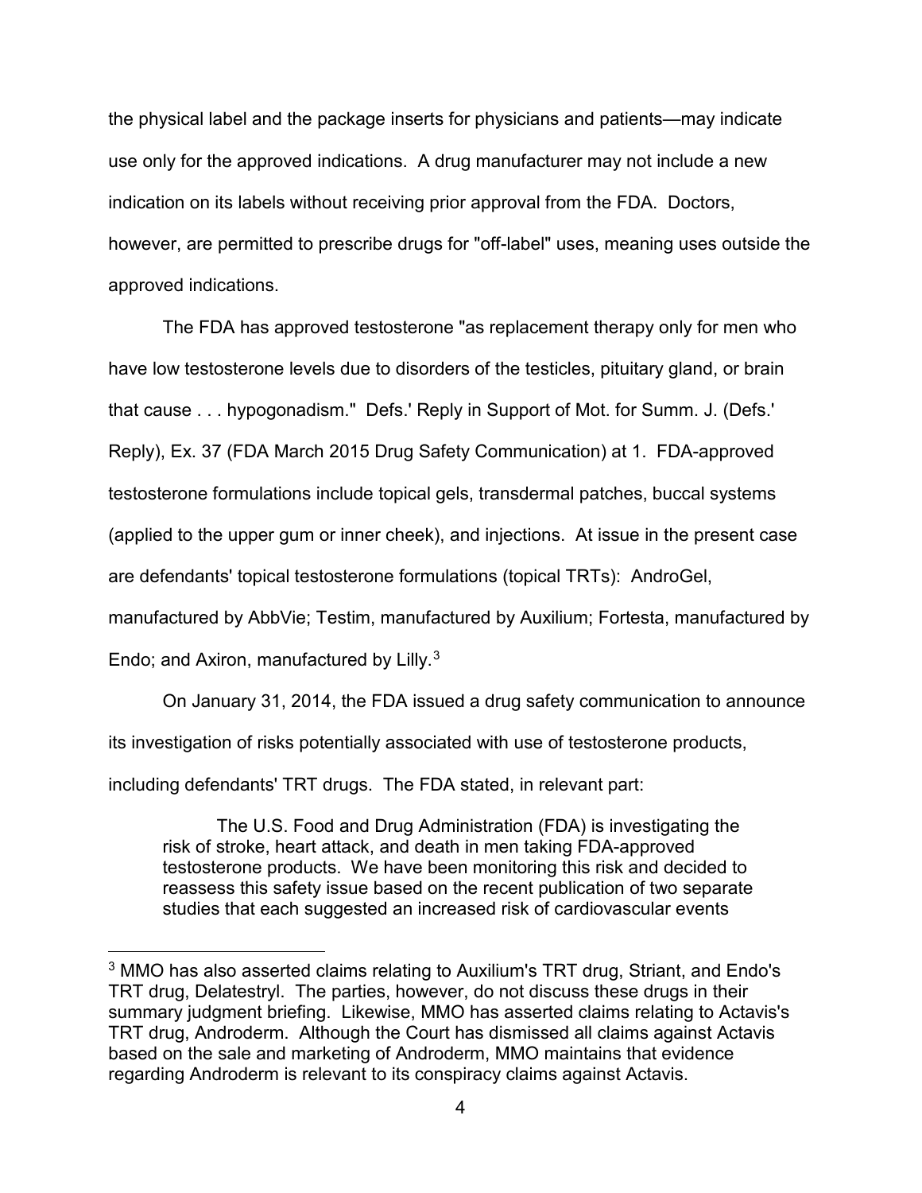the physical label and the package inserts for physicians and patients—may indicate use only for the approved indications. A drug manufacturer may not include a new indication on its labels without receiving prior approval from the FDA. Doctors, however, are permitted to prescribe drugs for "off-label" uses, meaning uses outside the approved indications.

The FDA has approved testosterone "as replacement therapy only for men who have low testosterone levels due to disorders of the testicles, pituitary gland, or brain that cause . . . hypogonadism." Defs.' Reply in Support of Mot. for Summ. J. (Defs.' Reply), Ex. 37 (FDA March 2015 Drug Safety Communication) at 1. FDA-approved testosterone formulations include topical gels, transdermal patches, buccal systems (applied to the upper gum or inner cheek), and injections. At issue in the present case are defendants' topical testosterone formulations (topical TRTs): AndroGel, manufactured by AbbVie; Testim, manufactured by Auxilium; Fortesta, manufactured by Endo; and Axiron, manufactured by Lilly.[3]

On January 31, 2014, the FDA issued a drug safety communication to announce its investigation of risks potentially associated with use of testosterone products, including defendants' TRT drugs. The FDA stated, in relevant part:

> The U.S. Food and Drug Administration (FDA) is investigating the risk of stroke, heart attack, and death in men taking FDA-approved testosterone products. We have been monitoring this risk and decided to reassess this safety issue based on the recent publication of two separate studies that each suggested an increased risk of cardiovascular events

---

[3] MMO has also asserted claims relating to Auxilium's TRT drug, Striant, and Endo's TRT drug, Delatestryl. The parties, however, do not discuss these drugs in their summary judgment briefing. Likewise, MMO has asserted claims relating to Actavis's TRT drug, Androderm. Although the Court has dismissed all claims against Actavis based on the sale and marketing of Androderm, MMO maintains that evidence regarding Androderm is relevant to its conspiracy claims against Actavis.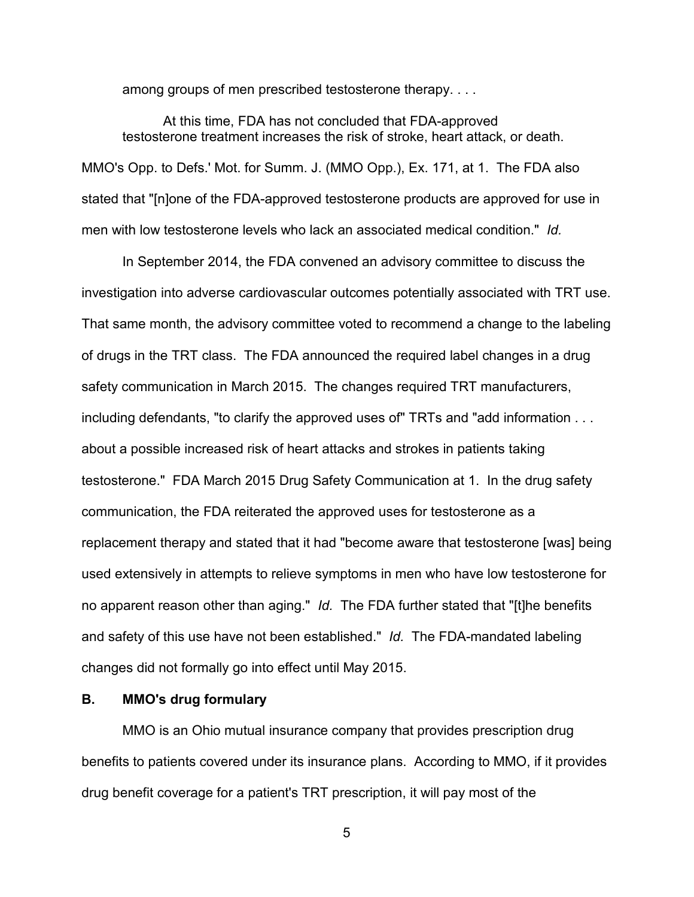among groups of men prescribed testosterone therapy. . . .

> At this time, FDA has not concluded that FDA-approved testosterone treatment increases the risk of stroke, heart attack, or death.

MMO's Opp. to Defs.' Mot. for Summ. J. (MMO Opp.), Ex. 171, at 1. The FDA also stated that "[n]one of the FDA-approved testosterone products are approved for use in men with low testosterone levels who lack an associated medical condition." *Id.*

In September 2014, the FDA convened an advisory committee to discuss the investigation into adverse cardiovascular outcomes potentially associated with TRT use. That same month, the advisory committee voted to recommend a change to the labeling of drugs in the TRT class. The FDA announced the required label changes in a drug safety communication in March 2015. The changes required TRT manufacturers, including defendants, "to clarify the approved uses of" TRTs and "add information . . . about a possible increased risk of heart attacks and strokes in patients taking testosterone." FDA March 2015 Drug Safety Communication at 1. In the drug safety communication, the FDA reiterated the approved uses for testosterone as a replacement therapy and stated that it had "become aware that testosterone [was] being used extensively in attempts to relieve symptoms in men who have low testosterone for no apparent reason other than aging." *Id.* The FDA further stated that "[t]he benefits and safety of this use have not been established." *Id.* The FDA-mandated labeling changes did not formally go into effect until May 2015.

### B. MMO's drug formulary

MMO is an Ohio mutual insurance company that provides prescription drug benefits to patients covered under its insurance plans. According to MMO, if it provides drug benefit coverage for a patient's TRT prescription, it will pay most of the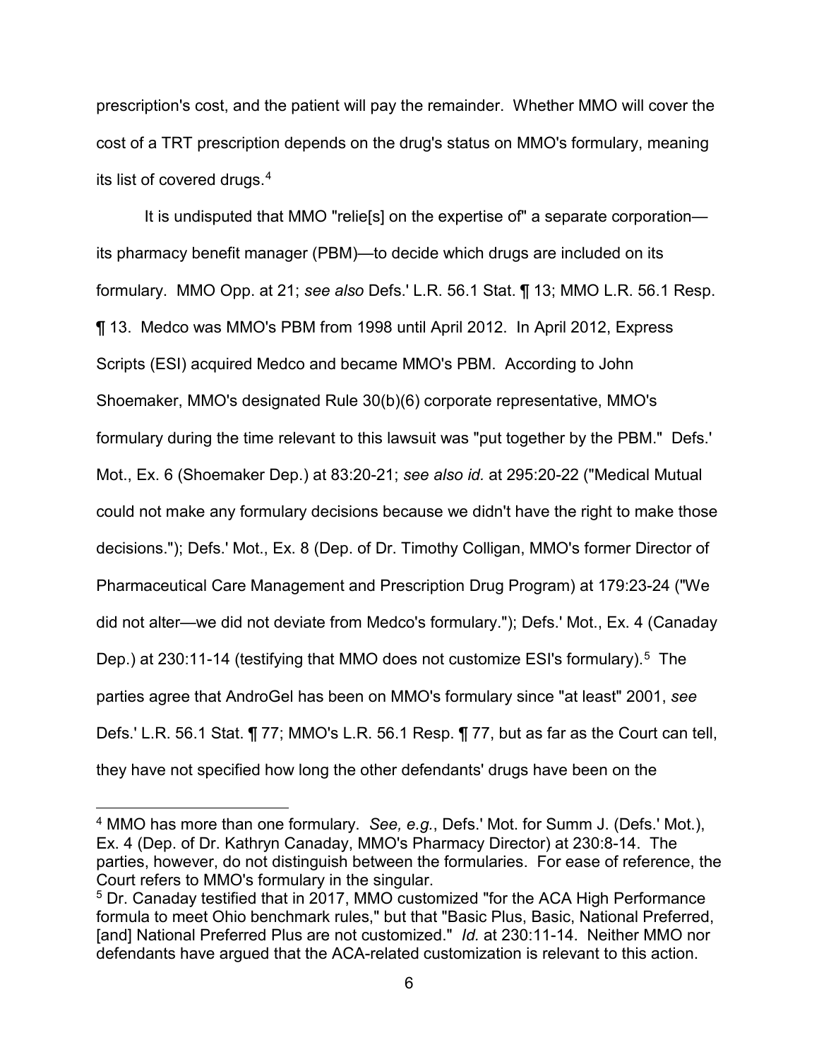prescription's cost, and the patient will pay the remainder. Whether MMO will cover the cost of a TRT prescription depends on the drug's status on MMO's formulary, meaning its list of covered drugs.[4]

It is undisputed that MMO "relie[s] on the expertise of" a separate corporation—its pharmacy benefit manager (PBM)—to decide which drugs are included on its formulary. MMO Opp. at 21; *see also* Defs.' L.R. 56.1 Stat. ¶ 13; MMO L.R. 56.1 Resp. ¶ 13. Medco was MMO's PBM from 1998 until April 2012. In April 2012, Express Scripts (ESI) acquired Medco and became MMO's PBM. According to John Shoemaker, MMO's designated Rule 30(b)(6) corporate representative, MMO's formulary during the time relevant to this lawsuit was "put together by the PBM." Defs.' Mot., Ex. 6 (Shoemaker Dep.) at 83:20-21; *see also id.* at 295:20-22 ("Medical Mutual could not make any formulary decisions because we didn't have the right to make those decisions."); Defs.' Mot., Ex. 8 (Dep. of Dr. Timothy Colligan, MMO's former Director of Pharmaceutical Care Management and Prescription Drug Program) at 179:23-24 ("We did not alter—we did not deviate from Medco's formulary."); Defs.' Mot., Ex. 4 (Canaday Dep.) at 230:11-14 (testifying that MMO does not customize ESI's formulary).[5] The parties agree that AndroGel has been on MMO's formulary since "at least" 2001, *see* Defs.' L.R. 56.1 Stat. ¶ 77; MMO's L.R. 56.1 Resp. ¶ 77, but as far as the Court can tell, they have not specified how long the other defendants' drugs have been on the

---

[4] MMO has more than one formulary. *See, e.g.*, Defs.' Mot. for Summ J. (Defs.' Mot.), Ex. 4 (Dep. of Dr. Kathryn Canaday, MMO's Pharmacy Director) at 230:8-14. The parties, however, do not distinguish between the formularies. For ease of reference, the Court refers to MMO's formulary in the singular.

[5] Dr. Canaday testified that in 2017, MMO customized "for the ACA High Performance formula to meet Ohio benchmark rules," but that "Basic Plus, Basic, National Preferred, [and] National Preferred Plus are not customized." *Id.* at 230:11-14. Neither MMO nor defendants have argued that the ACA-related customization is relevant to this action.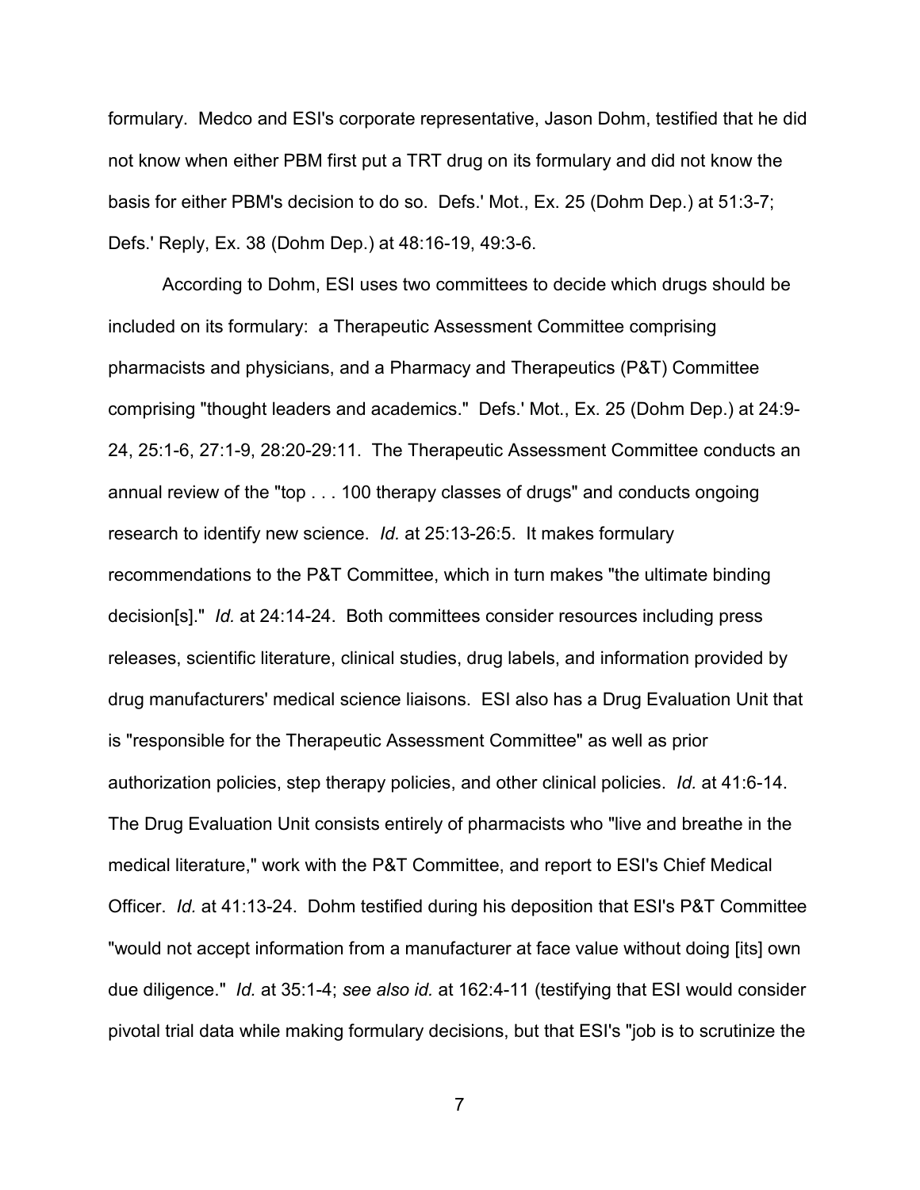formulary. Medco and ESI's corporate representative, Jason Dohm, testified that he did not know when either PBM first put a TRT drug on its formulary and did not know the basis for either PBM's decision to do so. Defs.' Mot., Ex. 25 (Dohm Dep.) at 51:3-7; Defs.' Reply, Ex. 38 (Dohm Dep.) at 48:16-19, 49:3-6.

According to Dohm, ESI uses two committees to decide which drugs should be included on its formulary: a Therapeutic Assessment Committee comprising pharmacists and physicians, and a Pharmacy and Therapeutics (P&T) Committee comprising "thought leaders and academics." Defs.' Mot., Ex. 25 (Dohm Dep.) at 24:9-24, 25:1-6, 27:1-9, 28:20-29:11. The Therapeutic Assessment Committee conducts an annual review of the "top . . . 100 therapy classes of drugs" and conducts ongoing research to identify new science. *Id.* at 25:13-26:5. It makes formulary recommendations to the P&T Committee, which in turn makes "the ultimate binding decision[s]." *Id.* at 24:14-24. Both committees consider resources including press releases, scientific literature, clinical studies, drug labels, and information provided by drug manufacturers' medical science liaisons. ESI also has a Drug Evaluation Unit that is "responsible for the Therapeutic Assessment Committee" as well as prior authorization policies, step therapy policies, and other clinical policies. *Id.* at 41:6-14. The Drug Evaluation Unit consists entirely of pharmacists who "live and breathe in the medical literature," work with the P&T Committee, and report to ESI's Chief Medical Officer. *Id.* at 41:13-24. Dohm testified during his deposition that ESI's P&T Committee "would not accept information from a manufacturer at face value without doing [its] own due diligence." *Id.* at 35:1-4; *see also id.* at 162:4-11 (testifying that ESI would consider pivotal trial data while making formulary decisions, but that ESI's "job is to scrutinize the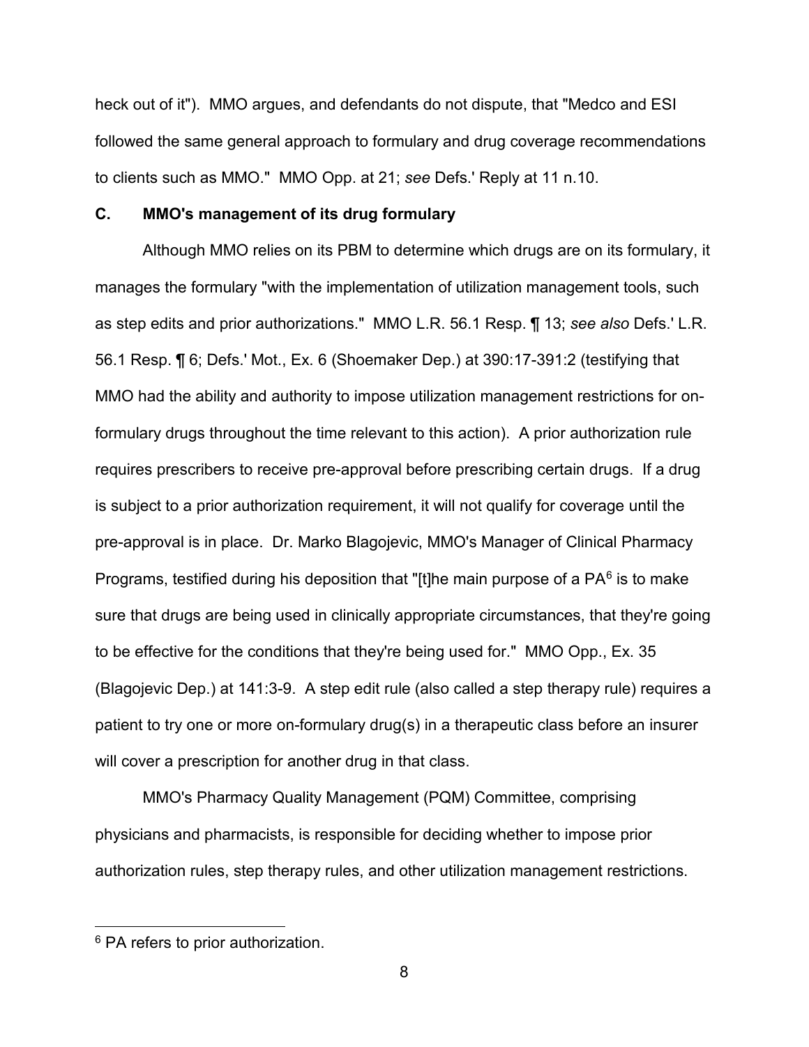heck out of it"). MMO argues, and defendants do not dispute, that "Medco and ESI followed the same general approach to formulary and drug coverage recommendations to clients such as MMO." MMO Opp. at 21; *see* Defs.' Reply at 11 n.10.

### C. MMO's management of its drug formulary

Although MMO relies on its PBM to determine which drugs are on its formulary, it manages the formulary "with the implementation of utilization management tools, such as step edits and prior authorizations." MMO L.R. 56.1 Resp. ¶ 13; *see also* Defs.' L.R. 56.1 Resp. ¶ 6; Defs.' Mot., Ex. 6 (Shoemaker Dep.) at 390:17-391:2 (testifying that MMO had the ability and authority to impose utilization management restrictions for on-formulary drugs throughout the time relevant to this action). A prior authorization rule requires prescribers to receive pre-approval before prescribing certain drugs. If a drug is subject to a prior authorization requirement, it will not qualify for coverage until the pre-approval is in place. Dr. Marko Blagojevic, MMO's Manager of Clinical Pharmacy Programs, testified during his deposition that "[t]he main purpose of a PA[6] is to make sure that drugs are being used in clinically appropriate circumstances, that they're going to be effective for the conditions that they're being used for." MMO Opp., Ex. 35 (Blagojevic Dep.) at 141:3-9. A step edit rule (also called a step therapy rule) requires a patient to try one or more on-formulary drug(s) in a therapeutic class before an insurer will cover a prescription for another drug in that class.

MMO's Pharmacy Quality Management (PQM) Committee, comprising physicians and pharmacists, is responsible for deciding whether to impose prior authorization rules, step therapy rules, and other utilization management restrictions.

---

[6] PA refers to prior authorization.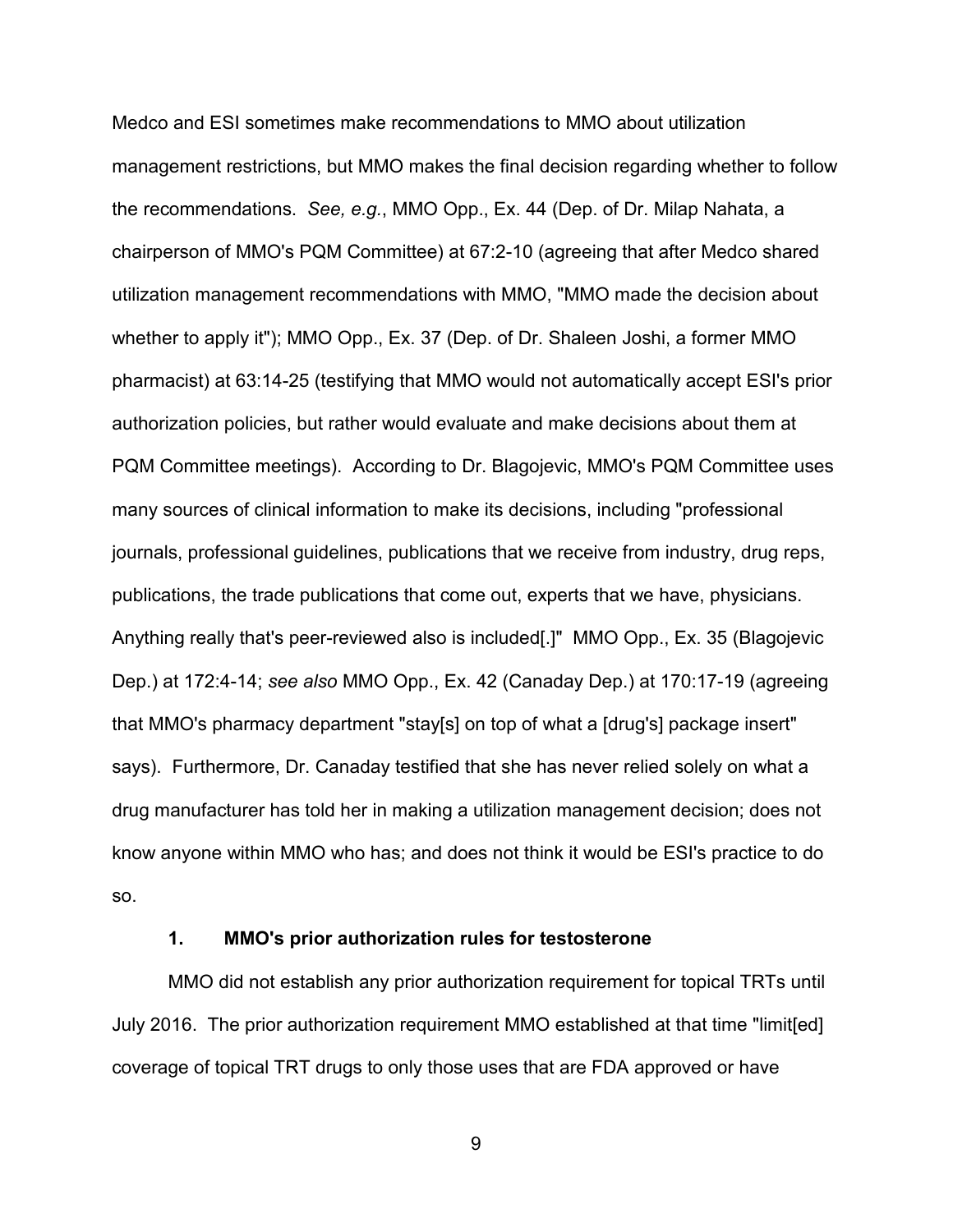Medco and ESI sometimes make recommendations to MMO about utilization management restrictions, but MMO makes the final decision regarding whether to follow the recommendations. *See, e.g.*, MMO Opp., Ex. 44 (Dep. of Dr. Milap Nahata, a chairperson of MMO's PQM Committee) at 67:2-10 (agreeing that after Medco shared utilization management recommendations with MMO, "MMO made the decision about whether to apply it"); MMO Opp., Ex. 37 (Dep. of Dr. Shaleen Joshi, a former MMO pharmacist) at 63:14-25 (testifying that MMO would not automatically accept ESI's prior authorization policies, but rather would evaluate and make decisions about them at PQM Committee meetings). According to Dr. Blagojevic, MMO's PQM Committee uses many sources of clinical information to make its decisions, including "professional journals, professional guidelines, publications that we receive from industry, drug reps, publications, the trade publications that come out, experts that we have, physicians. Anything really that's peer-reviewed also is included[.]" MMO Opp., Ex. 35 (Blagojevic Dep.) at 172:4-14; *see also* MMO Opp., Ex. 42 (Canaday Dep.) at 170:17-19 (agreeing that MMO's pharmacy department "stay[s] on top of what a [drug's] package insert" says). Furthermore, Dr. Canaday testified that she has never relied solely on what a drug manufacturer has told her in making a utilization management decision; does not know anyone within MMO who has; and does not think it would be ESI's practice to do so.

### 1. MMO's prior authorization rules for testosterone

MMO did not establish any prior authorization requirement for topical TRTs until July 2016. The prior authorization requirement MMO established at that time "limit[ed] coverage of topical TRT drugs to only those uses that are FDA approved or have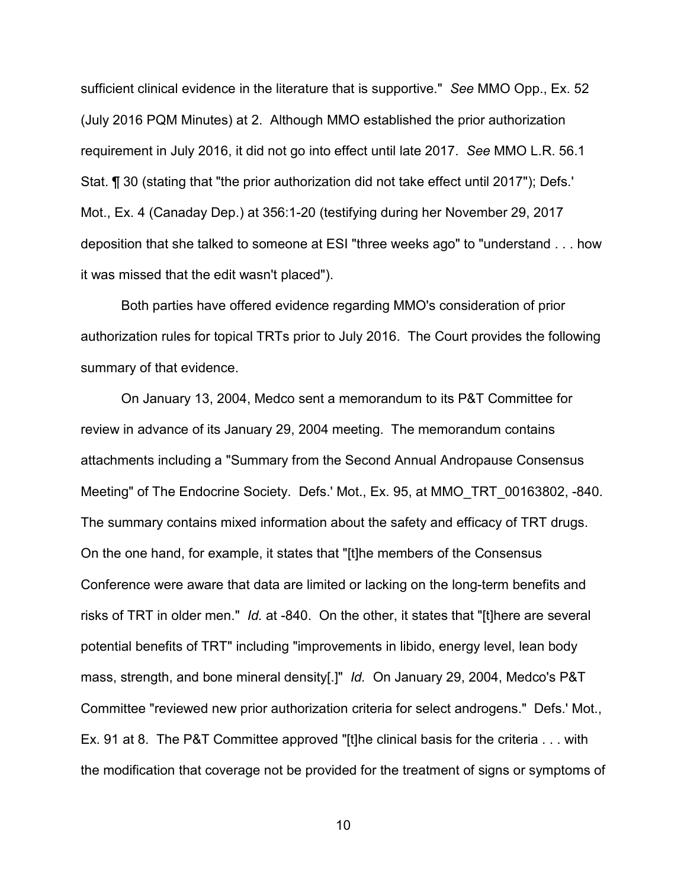sufficient clinical evidence in the literature that is supportive." *See* MMO Opp., Ex. 52 (July 2016 PQM Minutes) at 2. Although MMO established the prior authorization requirement in July 2016, it did not go into effect until late 2017. *See* MMO L.R. 56.1 Stat. ¶ 30 (stating that "the prior authorization did not take effect until 2017"); Defs.' Mot., Ex. 4 (Canaday Dep.) at 356:1-20 (testifying during her November 29, 2017 deposition that she talked to someone at ESI "three weeks ago" to "understand . . . how it was missed that the edit wasn't placed").

Both parties have offered evidence regarding MMO's consideration of prior authorization rules for topical TRTs prior to July 2016. The Court provides the following summary of that evidence.

On January 13, 2004, Medco sent a memorandum to its P&T Committee for review in advance of its January 29, 2004 meeting. The memorandum contains attachments including a "Summary from the Second Annual Andropause Consensus Meeting" of The Endocrine Society. Defs.' Mot., Ex. 95, at MMO_TRT_00163802, -840. The summary contains mixed information about the safety and efficacy of TRT drugs. On the one hand, for example, it states that "[t]he members of the Consensus Conference were aware that data are limited or lacking on the long-term benefits and risks of TRT in older men." *Id.* at -840. On the other, it states that "[t]here are several potential benefits of TRT" including "improvements in libido, energy level, lean body mass, strength, and bone mineral density[.]" *Id.* On January 29, 2004, Medco's P&T Committee "reviewed new prior authorization criteria for select androgens." Defs.' Mot., Ex. 91 at 8. The P&T Committee approved "[t]he clinical basis for the criteria . . . with the modification that coverage not be provided for the treatment of signs or symptoms of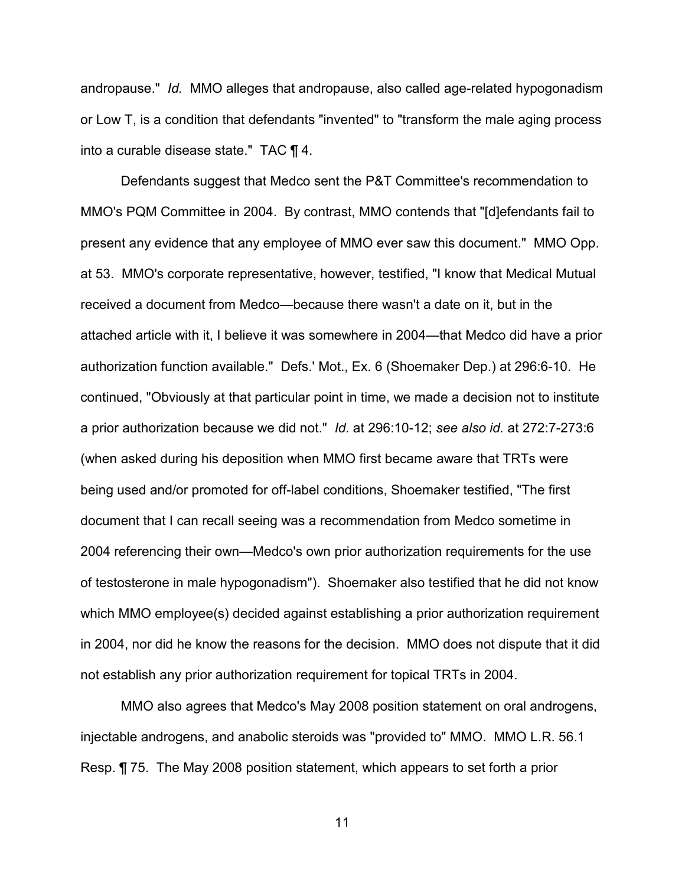andropause." *Id.* MMO alleges that andropause, also called age-related hypogonadism or Low T, is a condition that defendants "invented" to "transform the male aging process into a curable disease state." TAC ¶ 4.

Defendants suggest that Medco sent the P&T Committee's recommendation to MMO's PQM Committee in 2004. By contrast, MMO contends that "[d]efendants fail to present any evidence that any employee of MMO ever saw this document." MMO Opp. at 53. MMO's corporate representative, however, testified, "I know that Medical Mutual received a document from Medco—because there wasn't a date on it, but in the attached article with it, I believe it was somewhere in 2004—that Medco did have a prior authorization function available." Defs.' Mot., Ex. 6 (Shoemaker Dep.) at 296:6-10. He continued, "Obviously at that particular point in time, we made a decision not to institute a prior authorization because we did not." *Id.* at 296:10-12; *see also id.* at 272:7-273:6 (when asked during his deposition when MMO first became aware that TRTs were being used and/or promoted for off-label conditions, Shoemaker testified, "The first document that I can recall seeing was a recommendation from Medco sometime in 2004 referencing their own—Medco's own prior authorization requirements for the use of testosterone in male hypogonadism"). Shoemaker also testified that he did not know which MMO employee(s) decided against establishing a prior authorization requirement in 2004, nor did he know the reasons for the decision. MMO does not dispute that it did not establish any prior authorization requirement for topical TRTs in 2004.

MMO also agrees that Medco's May 2008 position statement on oral androgens, injectable androgens, and anabolic steroids was "provided to" MMO. MMO L.R. 56.1 Resp. ¶ 75. The May 2008 position statement, which appears to set forth a prior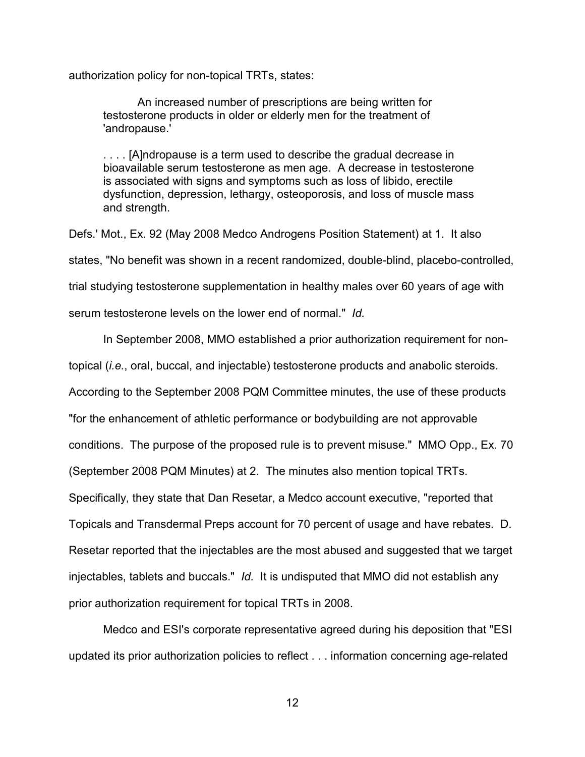authorization policy for non-topical TRTs, states:

> An increased number of prescriptions are being written for testosterone products in older or elderly men for the treatment of 'andropause.'
>
> . . . . [A]ndropause is a term used to describe the gradual decrease in bioavailable serum testosterone as men age. A decrease in testosterone is associated with signs and symptoms such as loss of libido, erectile dysfunction, depression, lethargy, osteoporosis, and loss of muscle mass and strength.

Defs.' Mot., Ex. 92 (May 2008 Medco Androgens Position Statement) at 1. It also states, "No benefit was shown in a recent randomized, double-blind, placebo-controlled, trial studying testosterone supplementation in healthy males over 60 years of age with serum testosterone levels on the lower end of normal." *Id.*

In September 2008, MMO established a prior authorization requirement for non-topical (*i.e.*, oral, buccal, and injectable) testosterone products and anabolic steroids. According to the September 2008 PQM Committee minutes, the use of these products "for the enhancement of athletic performance or bodybuilding are not approvable conditions. The purpose of the proposed rule is to prevent misuse." MMO Opp., Ex. 70 (September 2008 PQM Minutes) at 2. The minutes also mention topical TRTs. Specifically, they state that Dan Resetar, a Medco account executive, "reported that Topicals and Transdermal Preps account for 70 percent of usage and have rebates. D. Resetar reported that the injectables are the most abused and suggested that we target injectables, tablets and buccals." *Id.* It is undisputed that MMO did not establish any prior authorization requirement for topical TRTs in 2008.

Medco and ESI's corporate representative agreed during his deposition that "ESI updated its prior authorization policies to reflect . . . information concerning age-related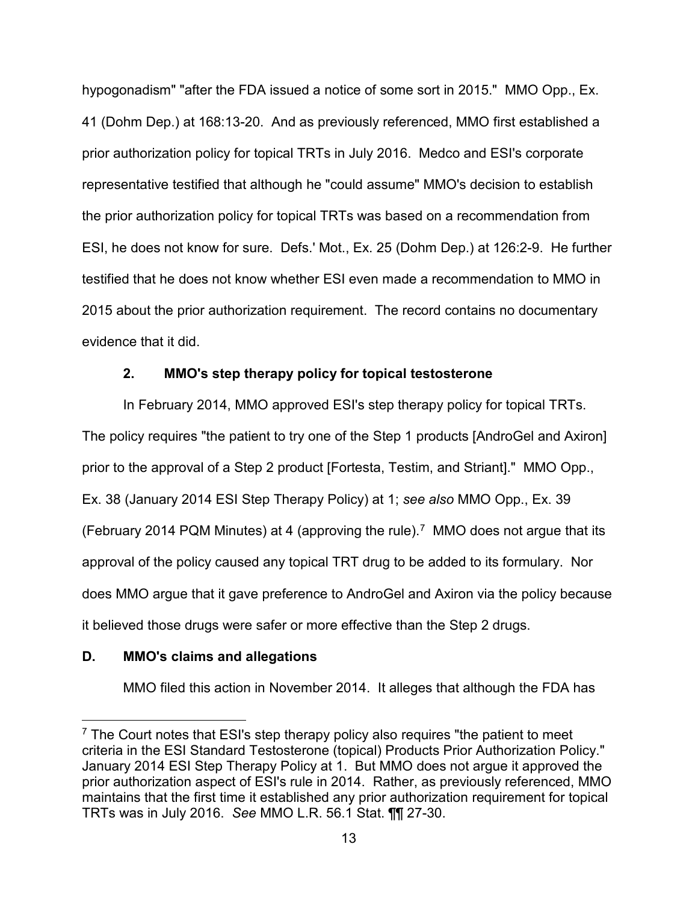hypogonadism" "after the FDA issued a notice of some sort in 2015." MMO Opp., Ex. 41 (Dohm Dep.) at 168:13-20. And as previously referenced, MMO first established a prior authorization policy for topical TRTs in July 2016. Medco and ESI's corporate representative testified that although he "could assume" MMO's decision to establish the prior authorization policy for topical TRTs was based on a recommendation from ESI, he does not know for sure. Defs.' Mot., Ex. 25 (Dohm Dep.) at 126:2-9. He further testified that he does not know whether ESI even made a recommendation to MMO in 2015 about the prior authorization requirement. The record contains no documentary evidence that it did.

### 2. MMO's step therapy policy for topical testosterone

In February 2014, MMO approved ESI's step therapy policy for topical TRTs. The policy requires "the patient to try one of the Step 1 products [AndroGel and Axiron] prior to the approval of a Step 2 product [Fortesta, Testim, and Striant]." MMO Opp., Ex. 38 (January 2014 ESI Step Therapy Policy) at 1; *see also* MMO Opp., Ex. 39 (February 2014 PQM Minutes) at 4 (approving the rule).[7] MMO does not argue that its approval of the policy caused any topical TRT drug to be added to its formulary. Nor does MMO argue that it gave preference to AndroGel and Axiron via the policy because it believed those drugs were safer or more effective than the Step 2 drugs.

## D. MMO's claims and allegations

MMO filed this action in November 2014. It alleges that although the FDA has

[7] The Court notes that ESI's step therapy policy also requires "the patient to meet criteria in the ESI Standard Testosterone (topical) Products Prior Authorization Policy." January 2014 ESI Step Therapy Policy at 1. But MMO does not argue it approved the prior authorization aspect of ESI's rule in 2014. Rather, as previously referenced, MMO maintains that the first time it established any prior authorization requirement for topical TRTs was in July 2016. *See* MMO L.R. 56.1 Stat. ¶¶ 27-30.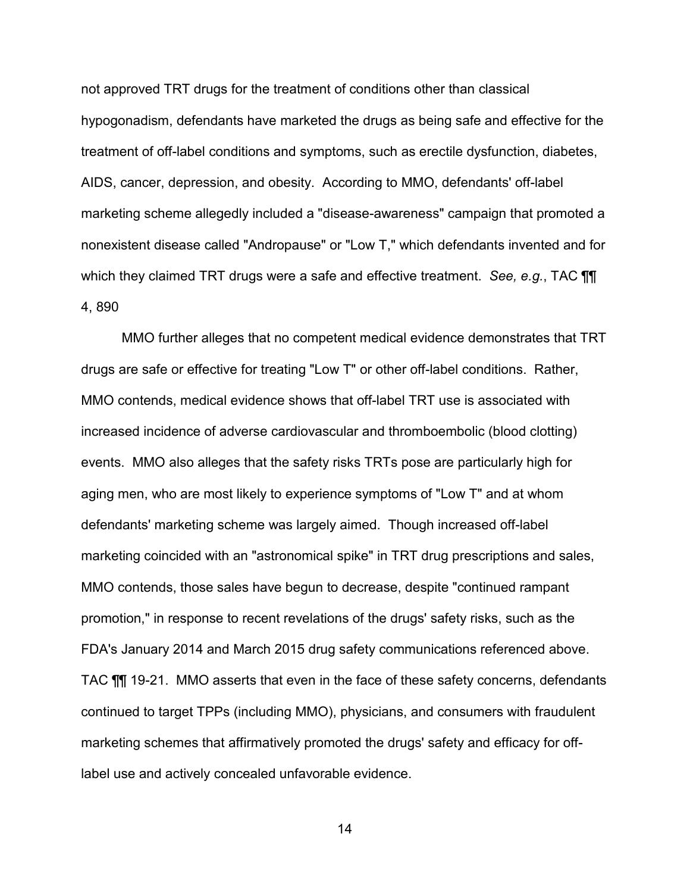not approved TRT drugs for the treatment of conditions other than classical hypogonadism, defendants have marketed the drugs as being safe and effective for the treatment of off-label conditions and symptoms, such as erectile dysfunction, diabetes, AIDS, cancer, depression, and obesity. According to MMO, defendants' off-label marketing scheme allegedly included a "disease-awareness" campaign that promoted a nonexistent disease called "Andropause" or "Low T," which defendants invented and for which they claimed TRT drugs were a safe and effective treatment. *See, e.g.*, TAC ¶¶ 4, 890

MMO further alleges that no competent medical evidence demonstrates that TRT drugs are safe or effective for treating "Low T" or other off-label conditions. Rather, MMO contends, medical evidence shows that off-label TRT use is associated with increased incidence of adverse cardiovascular and thromboembolic (blood clotting) events. MMO also alleges that the safety risks TRTs pose are particularly high for aging men, who are most likely to experience symptoms of "Low T" and at whom defendants' marketing scheme was largely aimed. Though increased off-label marketing coincided with an "astronomical spike" in TRT drug prescriptions and sales, MMO contends, those sales have begun to decrease, despite "continued rampant promotion," in response to recent revelations of the drugs' safety risks, such as the FDA's January 2014 and March 2015 drug safety communications referenced above. TAC ¶¶ 19-21. MMO asserts that even in the face of these safety concerns, defendants continued to target TPPs (including MMO), physicians, and consumers with fraudulent marketing schemes that affirmatively promoted the drugs' safety and efficacy for off-label use and actively concealed unfavorable evidence.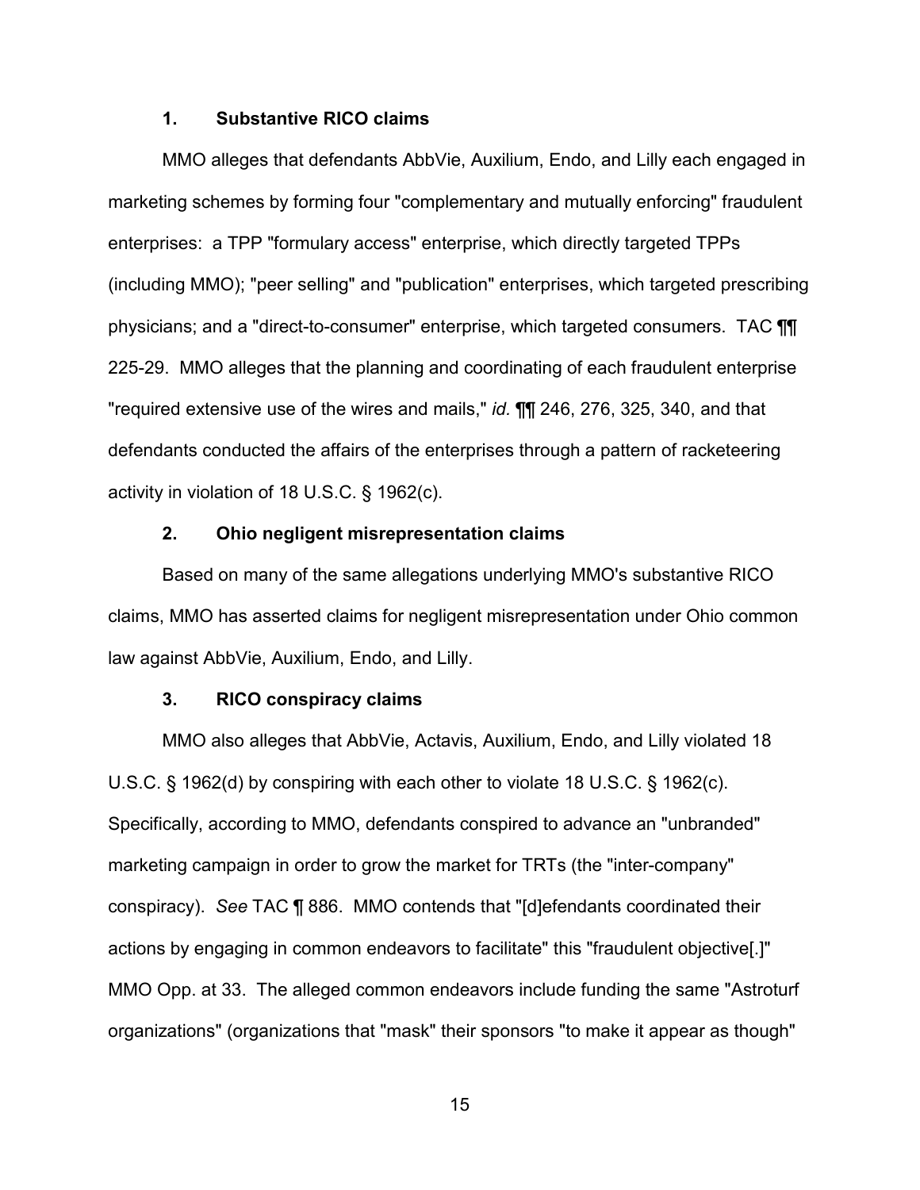### 1. Substantive RICO claims

MMO alleges that defendants AbbVie, Auxilium, Endo, and Lilly each engaged in marketing schemes by forming four "complementary and mutually enforcing" fraudulent enterprises: a TPP "formulary access" enterprise, which directly targeted TPPs (including MMO); "peer selling" and "publication" enterprises, which targeted prescribing physicians; and a "direct-to-consumer" enterprise, which targeted consumers. TAC ¶¶ 225-29. MMO alleges that the planning and coordinating of each fraudulent enterprise "required extensive use of the wires and mails," *id.* ¶¶ 246, 276, 325, 340, and that defendants conducted the affairs of the enterprises through a pattern of racketeering activity in violation of 18 U.S.C. § 1962(c).

### 2. Ohio negligent misrepresentation claims

Based on many of the same allegations underlying MMO's substantive RICO claims, MMO has asserted claims for negligent misrepresentation under Ohio common law against AbbVie, Auxilium, Endo, and Lilly.

### 3. RICO conspiracy claims

MMO also alleges that AbbVie, Actavis, Auxilium, Endo, and Lilly violated 18 U.S.C. § 1962(d) by conspiring with each other to violate 18 U.S.C. § 1962(c). Specifically, according to MMO, defendants conspired to advance an "unbranded" marketing campaign in order to grow the market for TRTs (the "inter-company" conspiracy). *See* TAC ¶ 886. MMO contends that "[d]efendants coordinated their actions by engaging in common endeavors to facilitate" this "fraudulent objective[.]" MMO Opp. at 33. The alleged common endeavors include funding the same "Astroturf organizations" (organizations that "mask" their sponsors "to make it appear as though"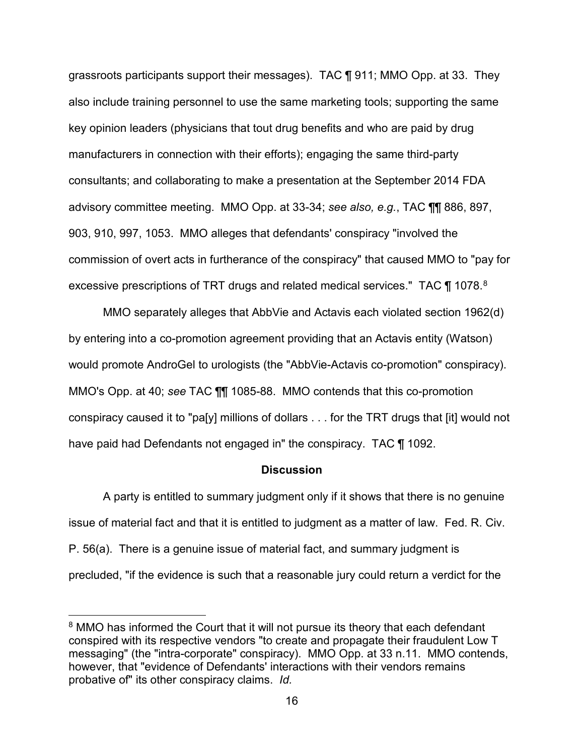grassroots participants support their messages). TAC ¶ 911; MMO Opp. at 33. They also include training personnel to use the same marketing tools; supporting the same key opinion leaders (physicians that tout drug benefits and who are paid by drug manufacturers in connection with their efforts); engaging the same third-party consultants; and collaborating to make a presentation at the September 2014 FDA advisory committee meeting. MMO Opp. at 33-34; *see also, e.g.*, TAC ¶¶ 886, 897, 903, 910, 997, 1053. MMO alleges that defendants' conspiracy "involved the commission of overt acts in furtherance of the conspiracy" that caused MMO to "pay for excessive prescriptions of TRT drugs and related medical services." TAC ¶ 1078.[8]

MMO separately alleges that AbbVie and Actavis each violated section 1962(d) by entering into a co-promotion agreement providing that an Actavis entity (Watson) would promote AndroGel to urologists (the "AbbVie-Actavis co-promotion" conspiracy). MMO's Opp. at 40; *see* TAC ¶¶ 1085-88. MMO contends that this co-promotion conspiracy caused it to "pa[y] millions of dollars . . . for the TRT drugs that [it] would not have paid had Defendants not engaged in" the conspiracy. TAC ¶ 1092.

**Discussion**

A party is entitled to summary judgment only if it shows that there is no genuine issue of material fact and that it is entitled to judgment as a matter of law. Fed. R. Civ. P. 56(a). There is a genuine issue of material fact, and summary judgment is precluded, "if the evidence is such that a reasonable jury could return a verdict for the

---

[8] MMO has informed the Court that it will not pursue its theory that each defendant conspired with its respective vendors "to create and propagate their fraudulent Low T messaging" (the "intra-corporate" conspiracy). MMO Opp. at 33 n.11. MMO contends, however, that "evidence of Defendants' interactions with their vendors remains probative of" its other conspiracy claims. *Id.*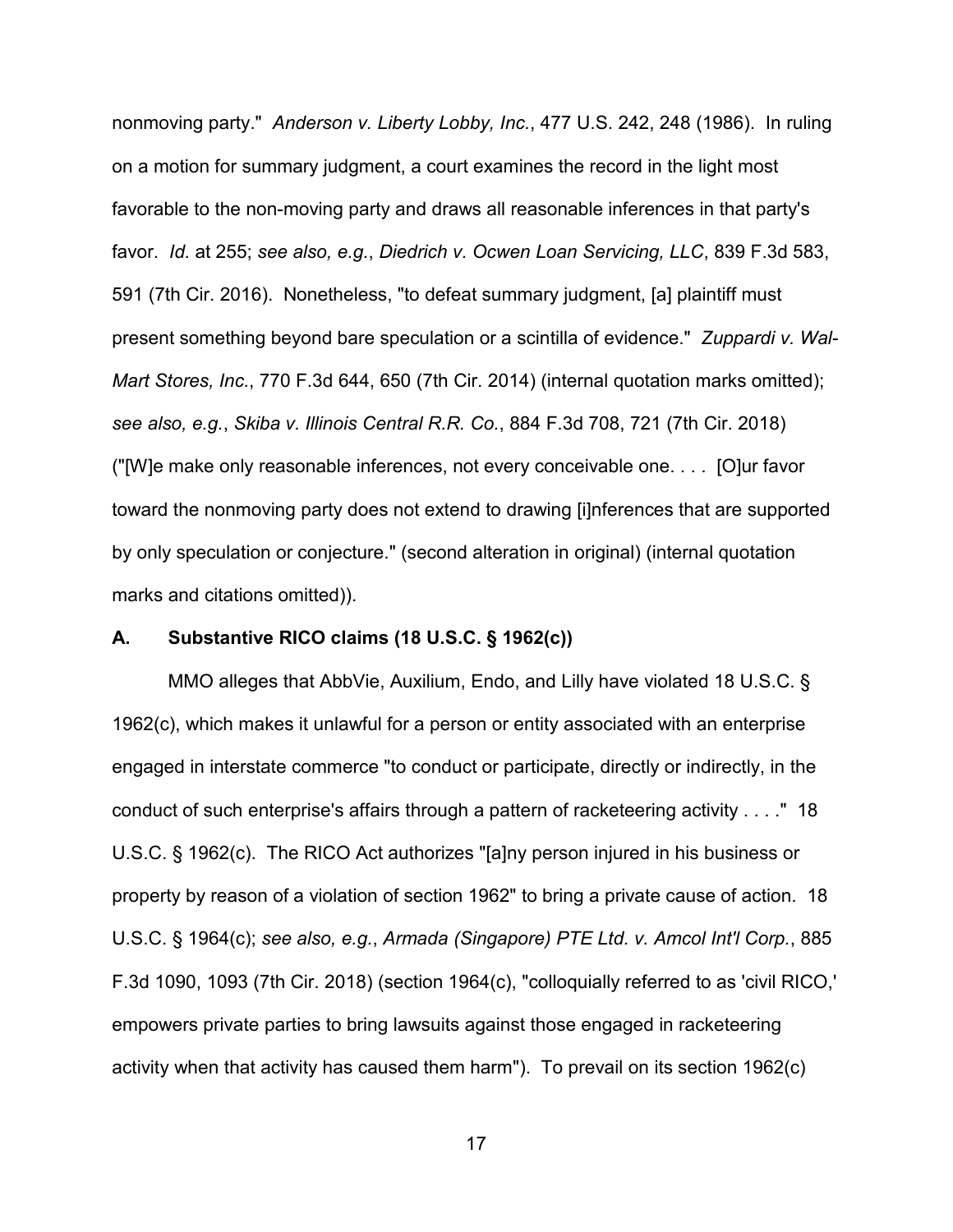nonmoving party." *Anderson v. Liberty Lobby, Inc.*, 477 U.S. 242, 248 (1986). In ruling on a motion for summary judgment, a court examines the record in the light most favorable to the non-moving party and draws all reasonable inferences in that party's favor. *Id.* at 255; *see also, e.g.*, *Diedrich v. Ocwen Loan Servicing, LLC*, 839 F.3d 583, 591 (7th Cir. 2016). Nonetheless, "to defeat summary judgment, [a] plaintiff must present something beyond bare speculation or a scintilla of evidence." *Zuppardi v. Wal-Mart Stores, Inc.*, 770 F.3d 644, 650 (7th Cir. 2014) (internal quotation marks omitted); *see also, e.g.*, *Skiba v. Illinois Central R.R. Co.*, 884 F.3d 708, 721 (7th Cir. 2018) ("[W]e make only reasonable inferences, not every conceivable one. . . . [O]ur favor toward the nonmoving party does not extend to drawing [i]nferences that are supported by only speculation or conjecture." (second alteration in original) (internal quotation marks and citations omitted)).

### A. Substantive RICO claims (18 U.S.C. § 1962(c))

MMO alleges that AbbVie, Auxilium, Endo, and Lilly have violated 18 U.S.C. § 1962(c), which makes it unlawful for a person or entity associated with an enterprise engaged in interstate commerce "to conduct or participate, directly or indirectly, in the conduct of such enterprise's affairs through a pattern of racketeering activity . . . ." 18 U.S.C. § 1962(c). The RICO Act authorizes "[a]ny person injured in his business or property by reason of a violation of section 1962" to bring a private cause of action. 18 U.S.C. § 1964(c); *see also, e.g.*, *Armada (Singapore) PTE Ltd. v. Amcol Int'l Corp.*, 885 F.3d 1090, 1093 (7th Cir. 2018) (section 1964(c), "colloquially referred to as 'civil RICO,' empowers private parties to bring lawsuits against those engaged in racketeering activity when that activity has caused them harm"). To prevail on its section 1962(c)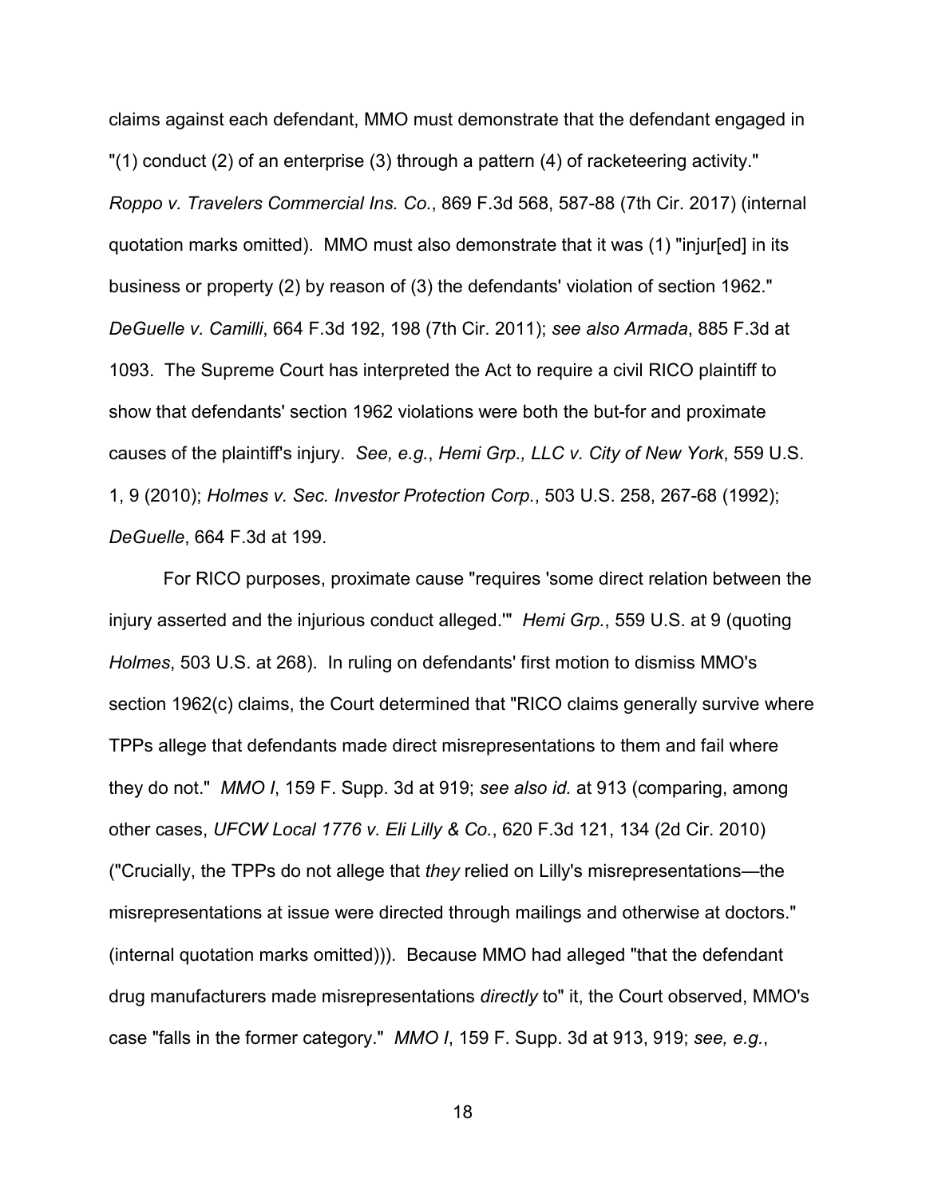claims against each defendant, MMO must demonstrate that the defendant engaged in "(1) conduct (2) of an enterprise (3) through a pattern (4) of racketeering activity." *Roppo v. Travelers Commercial Ins. Co.*, 869 F.3d 568, 587-88 (7th Cir. 2017) (internal quotation marks omitted). MMO must also demonstrate that it was (1) "injur[ed] in its business or property (2) by reason of (3) the defendants' violation of section 1962." *DeGuelle v. Camilli*, 664 F.3d 192, 198 (7th Cir. 2011); *see also Armada*, 885 F.3d at 1093. The Supreme Court has interpreted the Act to require a civil RICO plaintiff to show that defendants' section 1962 violations were both the but-for and proximate causes of the plaintiff's injury. *See, e.g.*, *Hemi Grp., LLC v. City of New York*, 559 U.S. 1, 9 (2010); *Holmes v. Sec. Investor Protection Corp.*, 503 U.S. 258, 267-68 (1992); *DeGuelle*, 664 F.3d at 199.

For RICO purposes, proximate cause "requires 'some direct relation between the injury asserted and the injurious conduct alleged.'" *Hemi Grp.*, 559 U.S. at 9 (quoting *Holmes*, 503 U.S. at 268). In ruling on defendants' first motion to dismiss MMO's section 1962(c) claims, the Court determined that "RICO claims generally survive where TPPs allege that defendants made direct misrepresentations to them and fail where they do not." *MMO I*, 159 F. Supp. 3d at 919; *see also id.* at 913 (comparing, among other cases, *UFCW Local 1776 v. Eli Lilly & Co.*, 620 F.3d 121, 134 (2d Cir. 2010) ("Crucially, the TPPs do not allege that *they* relied on Lilly's misrepresentations—the misrepresentations at issue were directed through mailings and otherwise at doctors." (internal quotation marks omitted))). Because MMO had alleged "that the defendant drug manufacturers made misrepresentations *directly* to" it, the Court observed, MMO's case "falls in the former category." *MMO I*, 159 F. Supp. 3d at 913, 919; *see, e.g.*,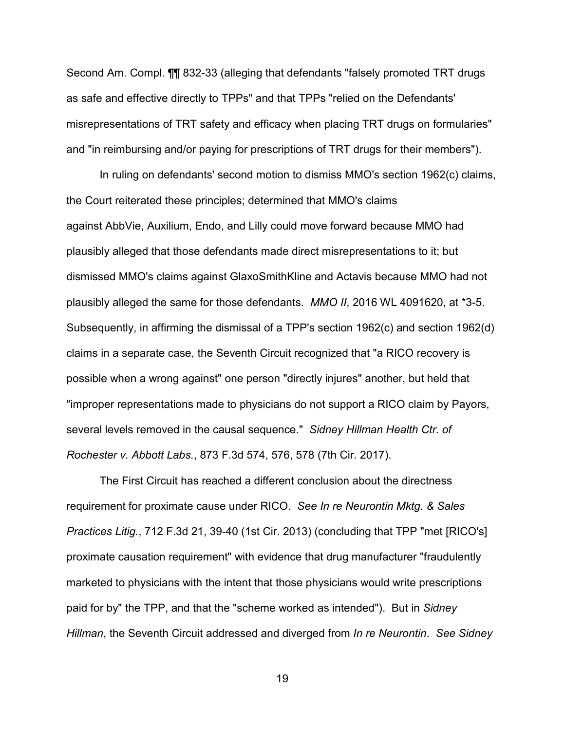Second Am. Compl. ¶¶ 832-33 (alleging that defendants "falsely promoted TRT drugs as safe and effective directly to TPPs" and that TPPs "relied on the Defendants' misrepresentations of TRT safety and efficacy when placing TRT drugs on formularies" and "in reimbursing and/or paying for prescriptions of TRT drugs for their members").

In ruling on defendants' second motion to dismiss MMO's section 1962(c) claims, the Court reiterated these principles; determined that MMO's claims against AbbVie, Auxilium, Endo, and Lilly could move forward because MMO had plausibly alleged that those defendants made direct misrepresentations to it; but dismissed MMO's claims against GlaxoSmithKline and Actavis because MMO had not plausibly alleged the same for those defendants. *MMO II*, 2016 WL 4091620, at *3-5. Subsequently, in affirming the dismissal of a TPP's section 1962(c) and section 1962(d) claims in a separate case, the Seventh Circuit recognized that "a RICO recovery is possible when a wrong against" one person "directly injures" another, but held that "improper representations made to physicians do not support a RICO claim by Payors, several levels removed in the causal sequence." *Sidney Hillman Health Ctr. of Rochester v. Abbott Labs.*, 873 F.3d 574, 576, 578 (7th Cir. 2017).

The First Circuit has reached a different conclusion about the directness requirement for proximate cause under RICO. *See In re Neurontin Mktg. & Sales Practices Litig.*, 712 F.3d 21, 39-40 (1st Cir. 2013) (concluding that TPP "met [RICO's] proximate causation requirement" with evidence that drug manufacturer "fraudulently marketed to physicians with the intent that those physicians would write prescriptions paid for by" the TPP, and that the "scheme worked as intended"). But in *Sidney Hillman*, the Seventh Circuit addressed and diverged from *In re Neurontin*. *See Sidney*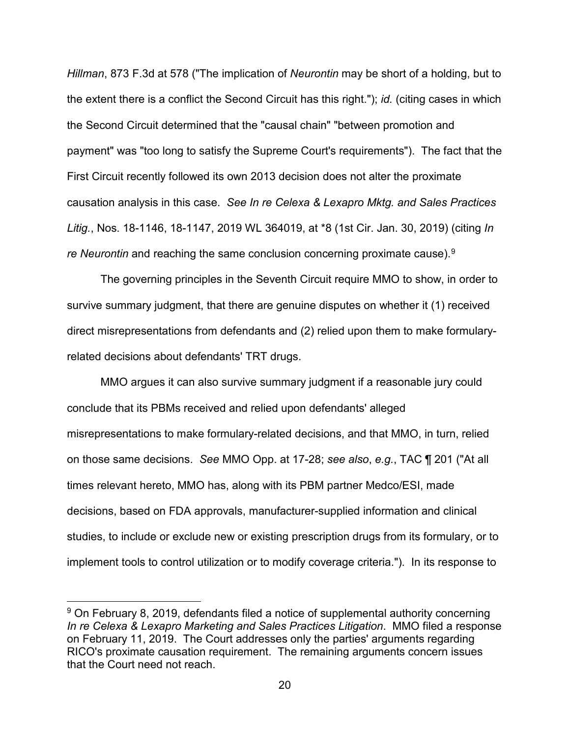*Hillman*, 873 F.3d at 578 ("The implication of *Neurontin* may be short of a holding, but to the extent there is a conflict the Second Circuit has this right."); *id.* (citing cases in which the Second Circuit determined that the "causal chain" "between promotion and payment" was "too long to satisfy the Supreme Court's requirements"). The fact that the First Circuit recently followed its own 2013 decision does not alter the proximate causation analysis in this case. *See In re Celexa & Lexapro Mktg. and Sales Practices Litig.*, Nos. 18-1146, 18-1147, 2019 WL 364019, at *8 (1st Cir. Jan. 30, 2019) (citing *In re Neurontin* and reaching the same conclusion concerning proximate cause).[9]

The governing principles in the Seventh Circuit require MMO to show, in order to survive summary judgment, that there are genuine disputes on whether it (1) received direct misrepresentations from defendants and (2) relied upon them to make formulary-related decisions about defendants' TRT drugs.

MMO argues it can also survive summary judgment if a reasonable jury could conclude that its PBMs received and relied upon defendants' alleged misrepresentations to make formulary-related decisions, and that MMO, in turn, relied on those same decisions. *See* MMO Opp. at 17-28; *see also*, *e.g.*, TAC ¶ 201 ("At all times relevant hereto, MMO has, along with its PBM partner Medco/ESI, made decisions, based on FDA approvals, manufacturer-supplied information and clinical studies, to include or exclude new or existing prescription drugs from its formulary, or to implement tools to control utilization or to modify coverage criteria."). In its response to

---

[9] On February 8, 2019, defendants filed a notice of supplemental authority concerning *In re Celexa & Lexapro Marketing and Sales Practices Litigation*. MMO filed a response on February 11, 2019. The Court addresses only the parties' arguments regarding RICO's proximate causation requirement. The remaining arguments concern issues that the Court need not reach.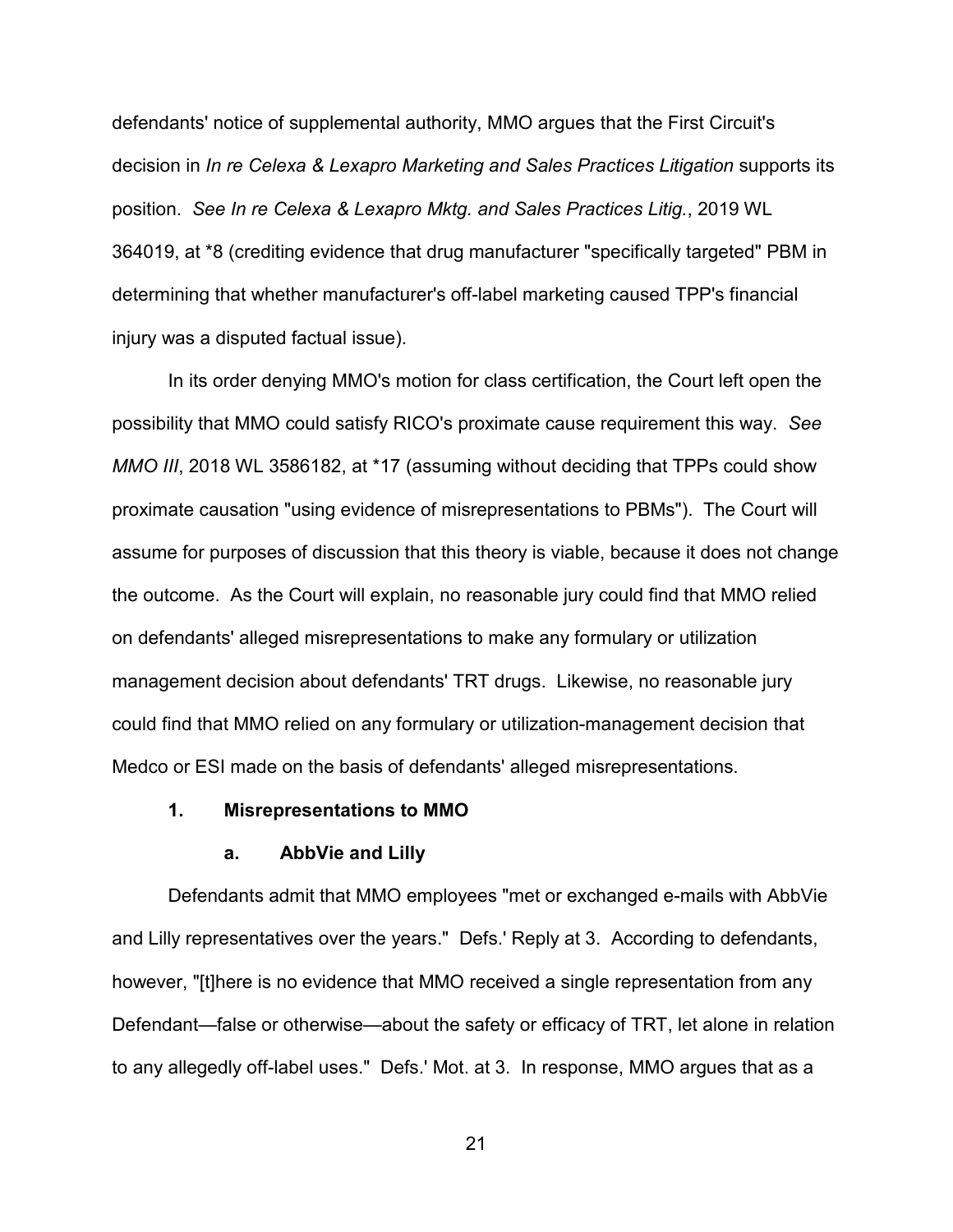defendants' notice of supplemental authority, MMO argues that the First Circuit's decision in *In re Celexa & Lexapro Marketing and Sales Practices Litigation* supports its position. *See In re Celexa & Lexapro Mktg. and Sales Practices Litig.*, 2019 WL 364019, at *8 (crediting evidence that drug manufacturer "specifically targeted" PBM in determining that whether manufacturer's off-label marketing caused TPP's financial injury was a disputed factual issue).

In its order denying MMO's motion for class certification, the Court left open the possibility that MMO could satisfy RICO's proximate cause requirement this way. *See MMO III*, 2018 WL 3586182, at *17 (assuming without deciding that TPPs could show proximate causation "using evidence of misrepresentations to PBMs"). The Court will assume for purposes of discussion that this theory is viable, because it does not change the outcome. As the Court will explain, no reasonable jury could find that MMO relied on defendants' alleged misrepresentations to make any formulary or utilization management decision about defendants' TRT drugs. Likewise, no reasonable jury could find that MMO relied on any formulary or utilization-management decision that Medco or ESI made on the basis of defendants' alleged misrepresentations.

### 1. Misrepresentations to MMO

#### a. AbbVie and Lilly

Defendants admit that MMO employees "met or exchanged e-mails with AbbVie and Lilly representatives over the years." Defs.' Reply at 3. According to defendants, however, "[t]here is no evidence that MMO received a single representation from any Defendant—false or otherwise—about the safety or efficacy of TRT, let alone in relation to any allegedly off-label uses." Defs.' Mot. at 3. In response, MMO argues that as a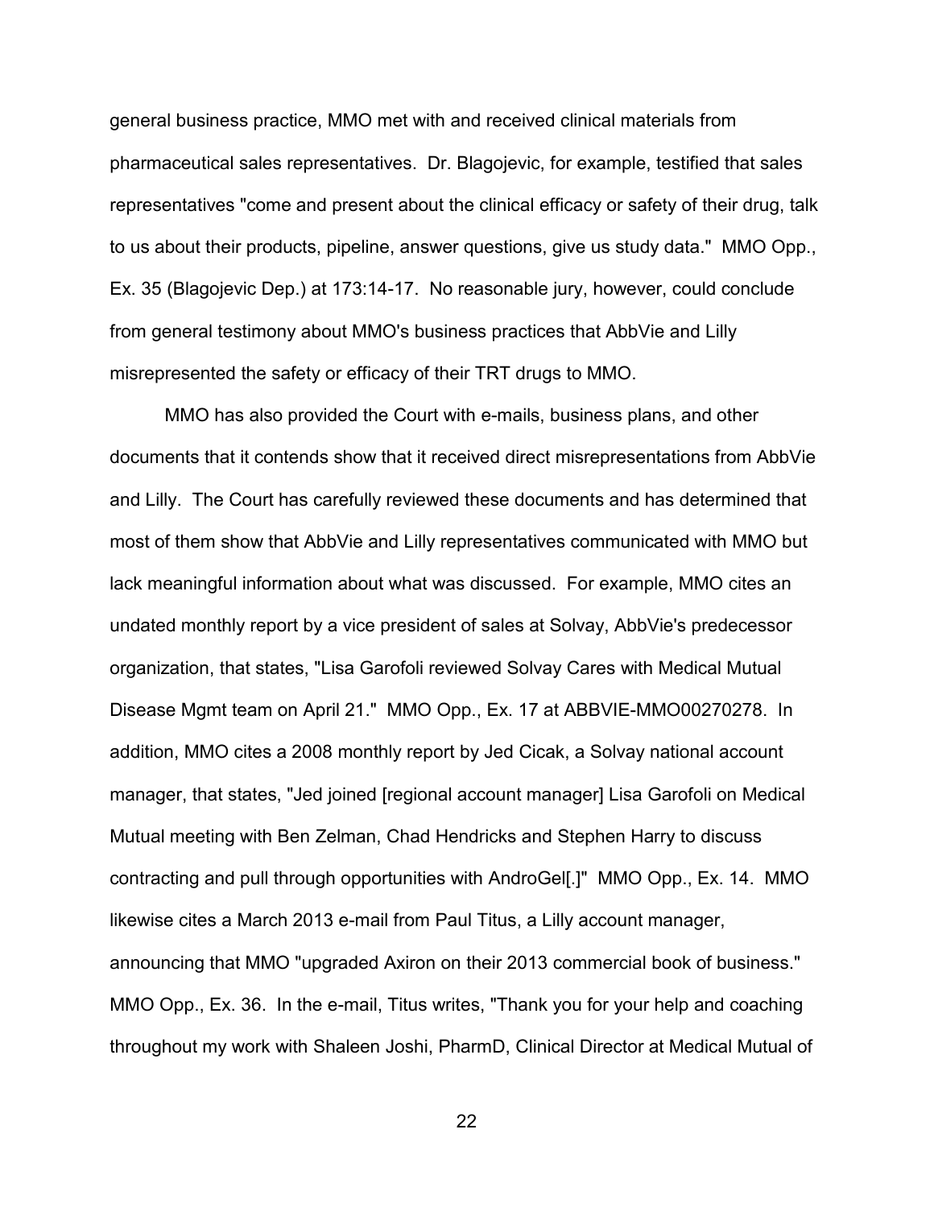general business practice, MMO met with and received clinical materials from pharmaceutical sales representatives. Dr. Blagojevic, for example, testified that sales representatives "come and present about the clinical efficacy or safety of their drug, talk to us about their products, pipeline, answer questions, give us study data." MMO Opp., Ex. 35 (Blagojevic Dep.) at 173:14-17. No reasonable jury, however, could conclude from general testimony about MMO's business practices that AbbVie and Lilly misrepresented the safety or efficacy of their TRT drugs to MMO.

MMO has also provided the Court with e-mails, business plans, and other documents that it contends show that it received direct misrepresentations from AbbVie and Lilly. The Court has carefully reviewed these documents and has determined that most of them show that AbbVie and Lilly representatives communicated with MMO but lack meaningful information about what was discussed. For example, MMO cites an undated monthly report by a vice president of sales at Solvay, AbbVie's predecessor organization, that states, "Lisa Garofoli reviewed Solvay Cares with Medical Mutual Disease Mgmt team on April 21." MMO Opp., Ex. 17 at ABBVIE-MMO00270278. In addition, MMO cites a 2008 monthly report by Jed Cicak, a Solvay national account manager, that states, "Jed joined [regional account manager] Lisa Garofoli on Medical Mutual meeting with Ben Zelman, Chad Hendricks and Stephen Harry to discuss contracting and pull through opportunities with AndroGel[.]" MMO Opp., Ex. 14. MMO likewise cites a March 2013 e-mail from Paul Titus, a Lilly account manager, announcing that MMO "upgraded Axiron on their 2013 commercial book of business." MMO Opp., Ex. 36. In the e-mail, Titus writes, "Thank you for your help and coaching throughout my work with Shaleen Joshi, PharmD, Clinical Director at Medical Mutual of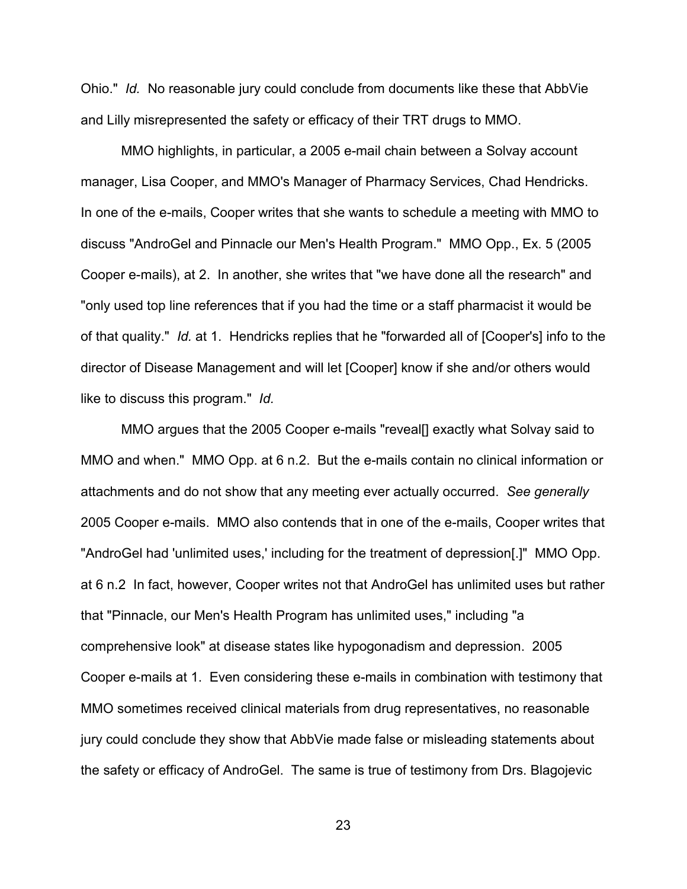Ohio." *Id.* No reasonable jury could conclude from documents like these that AbbVie and Lilly misrepresented the safety or efficacy of their TRT drugs to MMO.

MMO highlights, in particular, a 2005 e-mail chain between a Solvay account manager, Lisa Cooper, and MMO's Manager of Pharmacy Services, Chad Hendricks. In one of the e-mails, Cooper writes that she wants to schedule a meeting with MMO to discuss "AndroGel and Pinnacle our Men's Health Program." MMO Opp., Ex. 5 (2005 Cooper e-mails), at 2. In another, she writes that "we have done all the research" and "only used top line references that if you had the time or a staff pharmacist it would be of that quality." *Id.* at 1. Hendricks replies that he "forwarded all of [Cooper's] info to the director of Disease Management and will let [Cooper] know if she and/or others would like to discuss this program." *Id.*

MMO argues that the 2005 Cooper e-mails "reveal[] exactly what Solvay said to MMO and when." MMO Opp. at 6 n.2. But the e-mails contain no clinical information or attachments and do not show that any meeting ever actually occurred. *See generally* 2005 Cooper e-mails. MMO also contends that in one of the e-mails, Cooper writes that "AndroGel had 'unlimited uses,' including for the treatment of depression[.]" MMO Opp. at 6 n.2 In fact, however, Cooper writes not that AndroGel has unlimited uses but rather that "Pinnacle, our Men's Health Program has unlimited uses," including "a comprehensive look" at disease states like hypogonadism and depression. 2005 Cooper e-mails at 1. Even considering these e-mails in combination with testimony that MMO sometimes received clinical materials from drug representatives, no reasonable jury could conclude they show that AbbVie made false or misleading statements about the safety or efficacy of AndroGel. The same is true of testimony from Drs. Blagojevic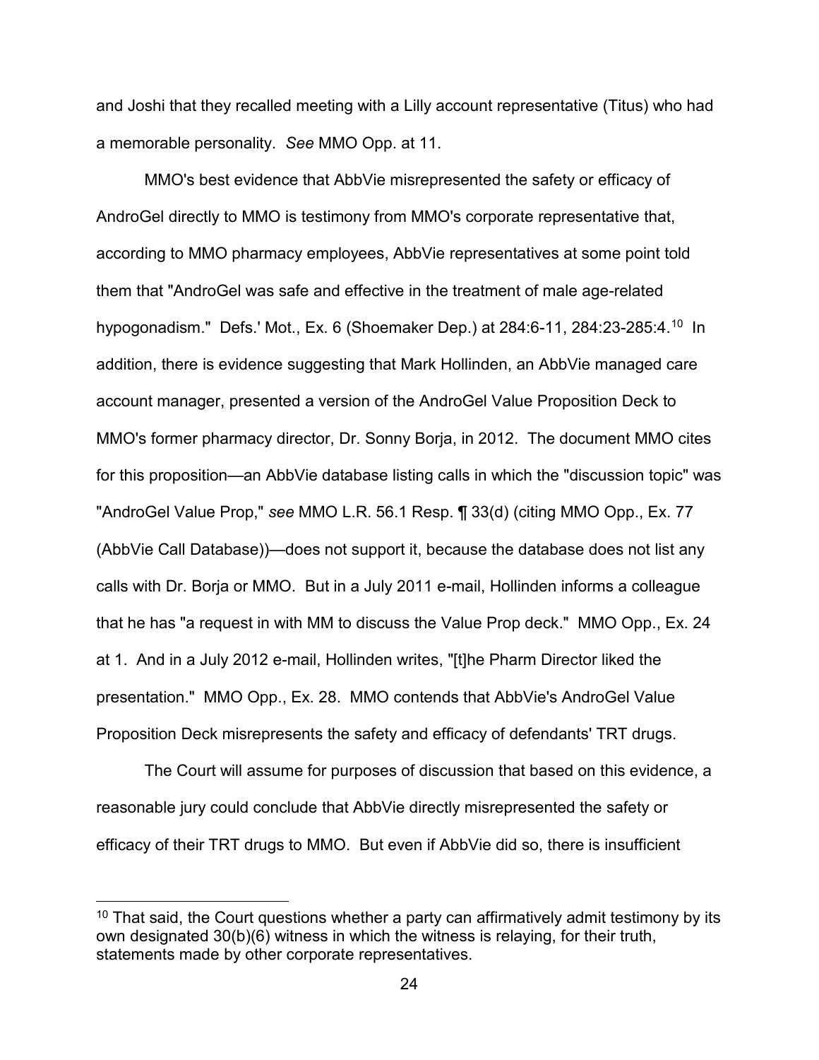and Joshi that they recalled meeting with a Lilly account representative (Titus) who had a memorable personality. *See* MMO Opp. at 11.

MMO's best evidence that AbbVie misrepresented the safety or efficacy of AndroGel directly to MMO is testimony from MMO's corporate representative that, according to MMO pharmacy employees, AbbVie representatives at some point told them that "AndroGel was safe and effective in the treatment of male age-related hypogonadism." Defs.' Mot., Ex. 6 (Shoemaker Dep.) at 284:6-11, 284:23-285:4.[10] In addition, there is evidence suggesting that Mark Hollinden, an AbbVie managed care account manager, presented a version of the AndroGel Value Proposition Deck to MMO's former pharmacy director, Dr. Sonny Borja, in 2012. The document MMO cites for this proposition—an AbbVie database listing calls in which the "discussion topic" was "AndroGel Value Prop," *see* MMO L.R. 56.1 Resp. ¶ 33(d) (citing MMO Opp., Ex. 77 (AbbVie Call Database))—does not support it, because the database does not list any calls with Dr. Borja or MMO. But in a July 2011 e-mail, Hollinden informs a colleague that he has "a request in with MM to discuss the Value Prop deck." MMO Opp., Ex. 24 at 1. And in a July 2012 e-mail, Hollinden writes, "[t]he Pharm Director liked the presentation." MMO Opp., Ex. 28. MMO contends that AbbVie's AndroGel Value Proposition Deck misrepresents the safety and efficacy of defendants' TRT drugs.

The Court will assume for purposes of discussion that based on this evidence, a reasonable jury could conclude that AbbVie directly misrepresented the safety or efficacy of their TRT drugs to MMO. But even if AbbVie did so, there is insufficient

[10] That said, the Court questions whether a party can affirmatively admit testimony by its own designated 30(b)(6) witness in which the witness is relaying, for their truth, statements made by other corporate representatives.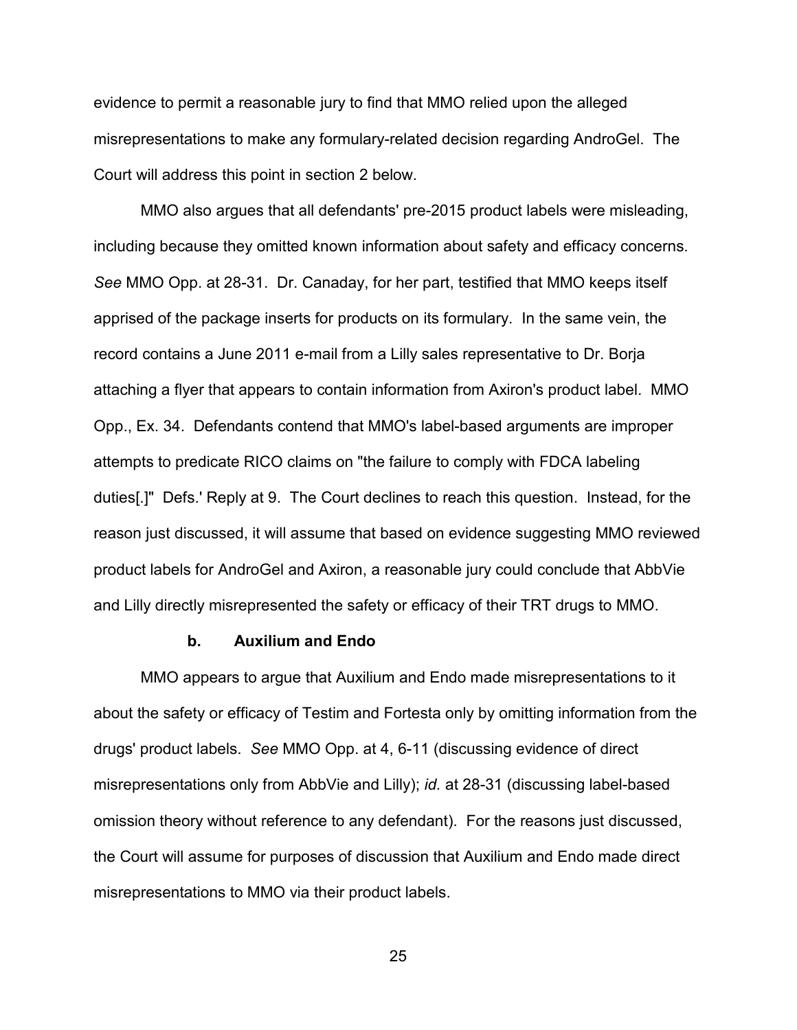evidence to permit a reasonable jury to find that MMO relied upon the alleged misrepresentations to make any formulary-related decision regarding AndroGel. The Court will address this point in section 2 below.

MMO also argues that all defendants' pre-2015 product labels were misleading, including because they omitted known information about safety and efficacy concerns. *See* MMO Opp. at 28-31. Dr. Canaday, for her part, testified that MMO keeps itself apprised of the package inserts for products on its formulary. In the same vein, the record contains a June 2011 e-mail from a Lilly sales representative to Dr. Borja attaching a flyer that appears to contain information from Axiron's product label. MMO Opp., Ex. 34. Defendants contend that MMO's label-based arguments are improper attempts to predicate RICO claims on "the failure to comply with FDCA labeling duties[.]" Defs.' Reply at 9. The Court declines to reach this question. Instead, for the reason just discussed, it will assume that based on evidence suggesting MMO reviewed product labels for AndroGel and Axiron, a reasonable jury could conclude that AbbVie and Lilly directly misrepresented the safety or efficacy of their TRT drugs to MMO.

#### b. Auxilium and Endo

MMO appears to argue that Auxilium and Endo made misrepresentations to it about the safety or efficacy of Testim and Fortesta only by omitting information from the drugs' product labels. *See* MMO Opp. at 4, 6-11 (discussing evidence of direct misrepresentations only from AbbVie and Lilly); *id.* at 28-31 (discussing label-based omission theory without reference to any defendant). For the reasons just discussed, the Court will assume for purposes of discussion that Auxilium and Endo made direct misrepresentations to MMO via their product labels.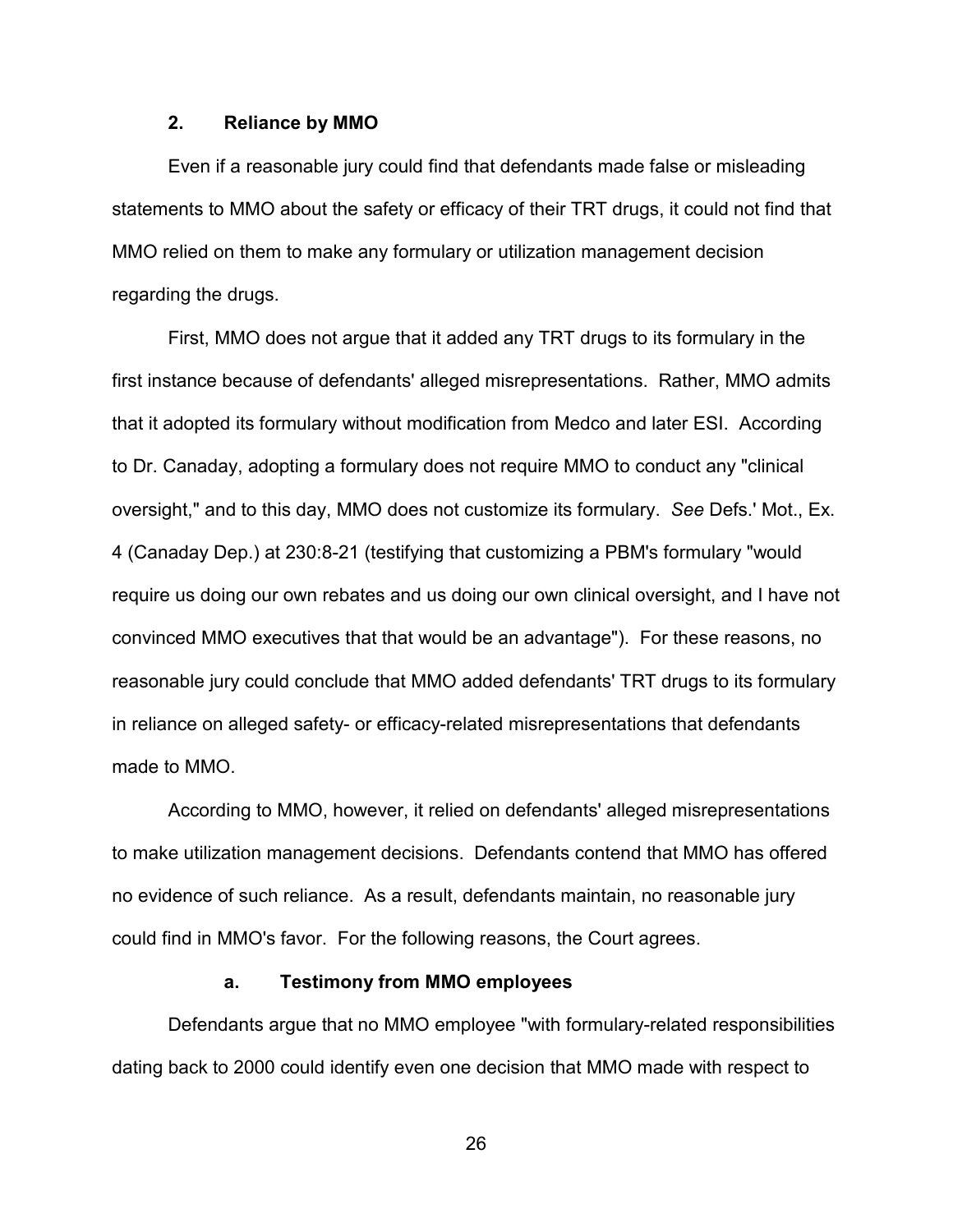### 2. Reliance by MMO

Even if a reasonable jury could find that defendants made false or misleading statements to MMO about the safety or efficacy of their TRT drugs, it could not find that MMO relied on them to make any formulary or utilization management decision regarding the drugs.

First, MMO does not argue that it added any TRT drugs to its formulary in the first instance because of defendants' alleged misrepresentations. Rather, MMO admits that it adopted its formulary without modification from Medco and later ESI. According to Dr. Canaday, adopting a formulary does not require MMO to conduct any "clinical oversight," and to this day, MMO does not customize its formulary. *See* Defs.' Mot., Ex. 4 (Canaday Dep.) at 230:8-21 (testifying that customizing a PBM's formulary "would require us doing our own rebates and us doing our own clinical oversight, and I have not convinced MMO executives that that would be an advantage"). For these reasons, no reasonable jury could conclude that MMO added defendants' TRT drugs to its formulary in reliance on alleged safety- or efficacy-related misrepresentations that defendants made to MMO.

According to MMO, however, it relied on defendants' alleged misrepresentations to make utilization management decisions. Defendants contend that MMO has offered no evidence of such reliance. As a result, defendants maintain, no reasonable jury could find in MMO's favor. For the following reasons, the Court agrees.

#### a. Testimony from MMO employees

Defendants argue that no MMO employee "with formulary-related responsibilities dating back to 2000 could identify even one decision that MMO made with respect to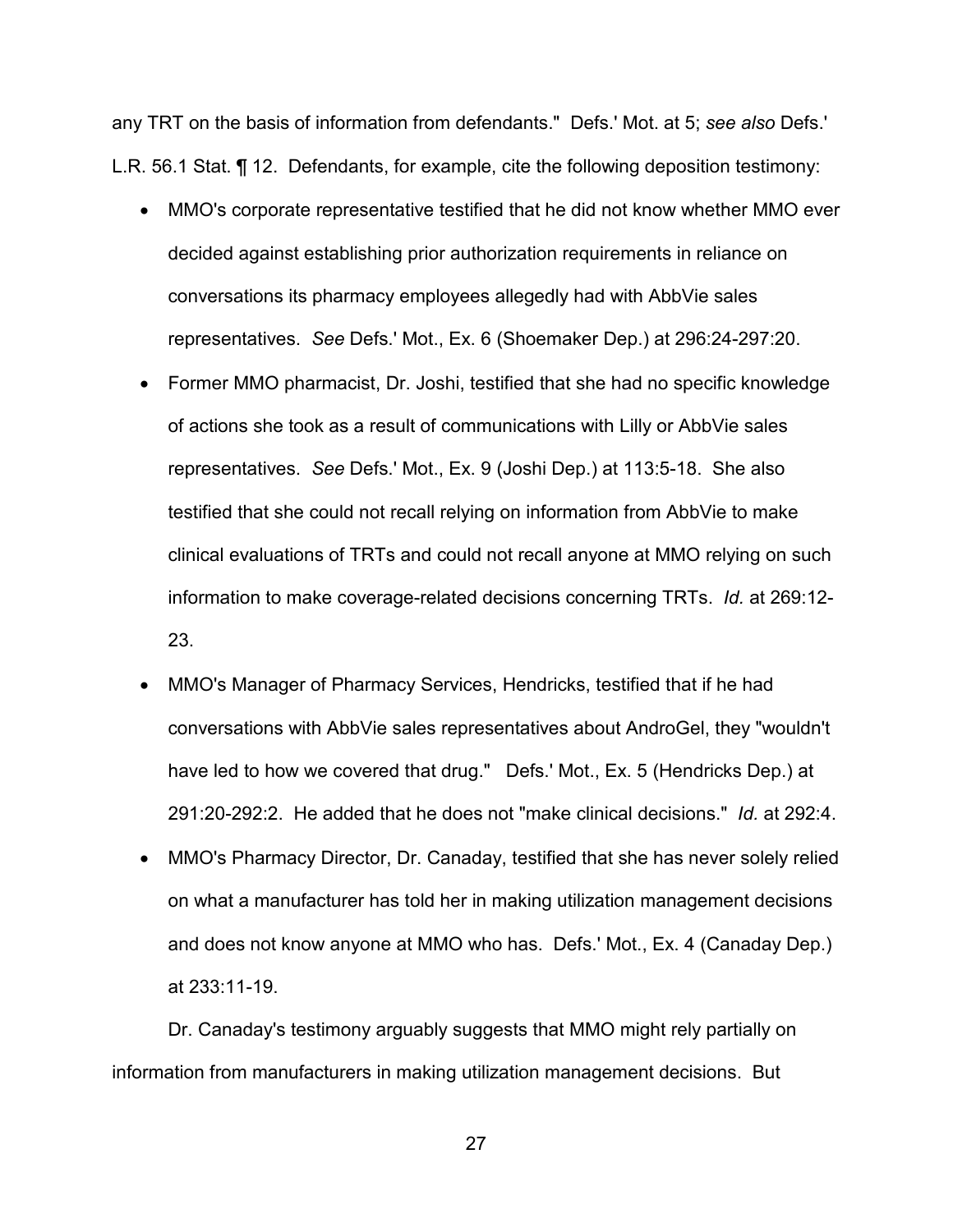any TRT on the basis of information from defendants." Defs.' Mot. at 5; *see also* Defs.' L.R. 56.1 Stat. ¶ 12. Defendants, for example, cite the following deposition testimony:

- MMO's corporate representative testified that he did not know whether MMO ever decided against establishing prior authorization requirements in reliance on conversations its pharmacy employees allegedly had with AbbVie sales representatives. *See* Defs.' Mot., Ex. 6 (Shoemaker Dep.) at 296:24-297:20.
- Former MMO pharmacist, Dr. Joshi, testified that she had no specific knowledge of actions she took as a result of communications with Lilly or AbbVie sales representatives. *See* Defs.' Mot., Ex. 9 (Joshi Dep.) at 113:5-18. She also testified that she could not recall relying on information from AbbVie to make clinical evaluations of TRTs and could not recall anyone at MMO relying on such information to make coverage-related decisions concerning TRTs. *Id.* at 269:12-23.
- MMO's Manager of Pharmacy Services, Hendricks, testified that if he had conversations with AbbVie sales representatives about AndroGel, they "wouldn't have led to how we covered that drug." Defs.' Mot., Ex. 5 (Hendricks Dep.) at 291:20-292:2. He added that he does not "make clinical decisions." *Id.* at 292:4.
- MMO's Pharmacy Director, Dr. Canaday, testified that she has never solely relied on what a manufacturer has told her in making utilization management decisions and does not know anyone at MMO who has. Defs.' Mot., Ex. 4 (Canaday Dep.) at 233:11-19.

Dr. Canaday's testimony arguably suggests that MMO might rely partially on information from manufacturers in making utilization management decisions. But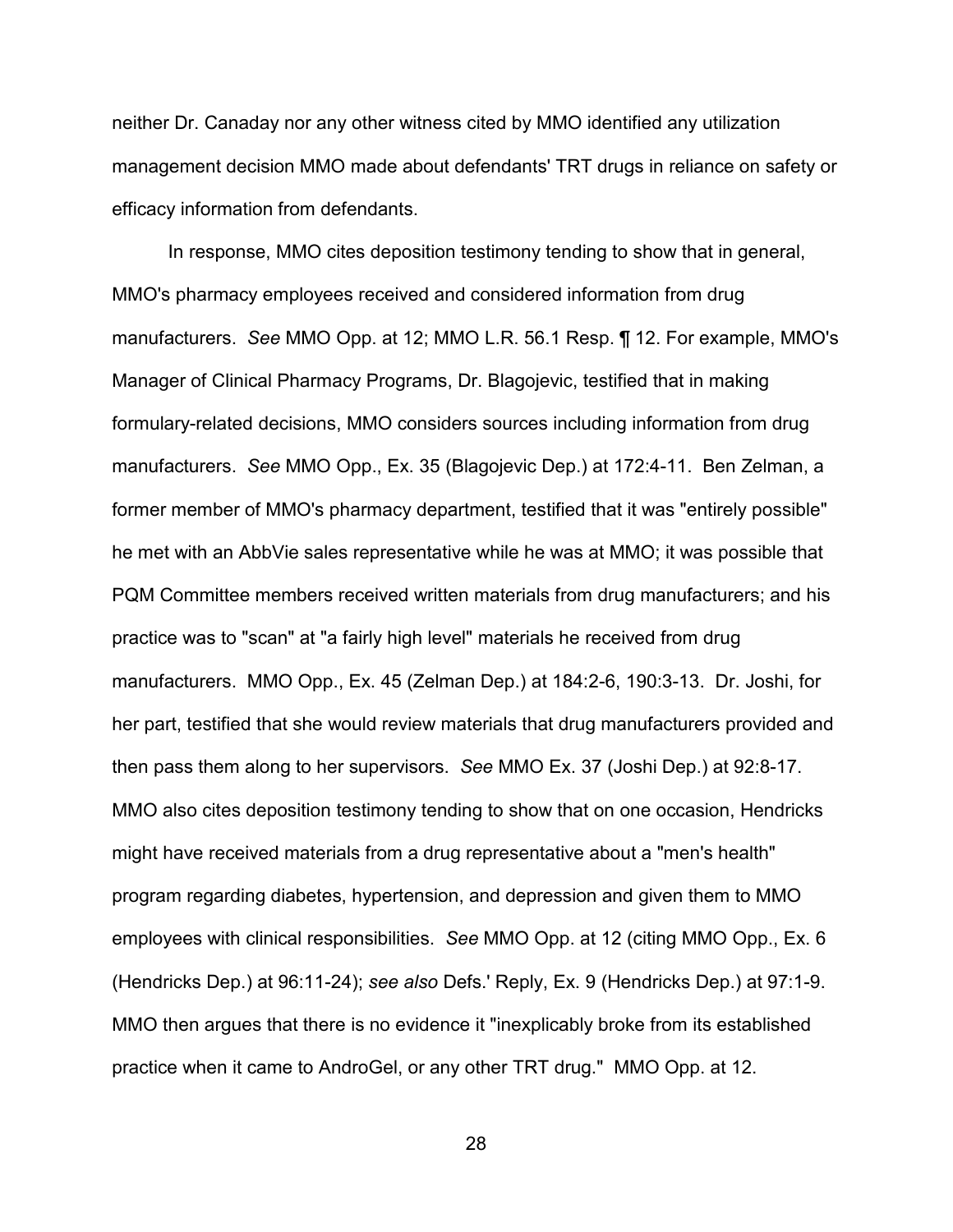neither Dr. Canaday nor any other witness cited by MMO identified any utilization management decision MMO made about defendants' TRT drugs in reliance on safety or efficacy information from defendants.

In response, MMO cites deposition testimony tending to show that in general, MMO's pharmacy employees received and considered information from drug manufacturers. *See* MMO Opp. at 12; MMO L.R. 56.1 Resp. ¶ 12. For example, MMO's Manager of Clinical Pharmacy Programs, Dr. Blagojevic, testified that in making formulary-related decisions, MMO considers sources including information from drug manufacturers. *See* MMO Opp., Ex. 35 (Blagojevic Dep.) at 172:4-11. Ben Zelman, a former member of MMO's pharmacy department, testified that it was "entirely possible" he met with an AbbVie sales representative while he was at MMO; it was possible that PQM Committee members received written materials from drug manufacturers; and his practice was to "scan" at "a fairly high level" materials he received from drug manufacturers. MMO Opp., Ex. 45 (Zelman Dep.) at 184:2-6, 190:3-13. Dr. Joshi, for her part, testified that she would review materials that drug manufacturers provided and then pass them along to her supervisors. *See* MMO Ex. 37 (Joshi Dep.) at 92:8-17. MMO also cites deposition testimony tending to show that on one occasion, Hendricks might have received materials from a drug representative about a "men's health" program regarding diabetes, hypertension, and depression and given them to MMO employees with clinical responsibilities. *See* MMO Opp. at 12 (citing MMO Opp., Ex. 6 (Hendricks Dep.) at 96:11-24); *see also* Defs.' Reply, Ex. 9 (Hendricks Dep.) at 97:1-9. MMO then argues that there is no evidence it "inexplicably broke from its established practice when it came to AndroGel, or any other TRT drug." MMO Opp. at 12.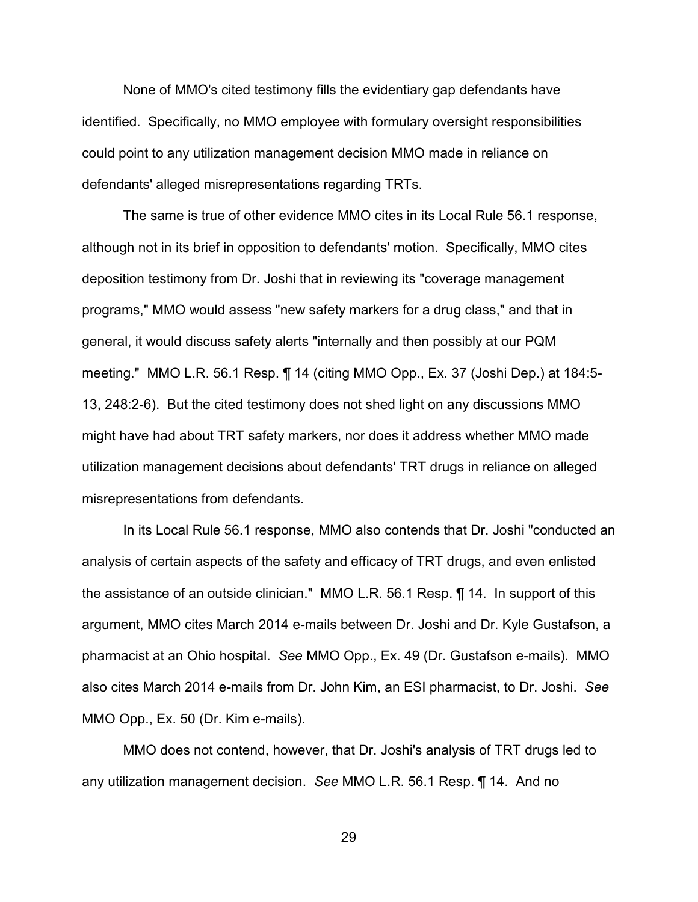None of MMO's cited testimony fills the evidentiary gap defendants have identified. Specifically, no MMO employee with formulary oversight responsibilities could point to any utilization management decision MMO made in reliance on defendants' alleged misrepresentations regarding TRTs.

The same is true of other evidence MMO cites in its Local Rule 56.1 response, although not in its brief in opposition to defendants' motion. Specifically, MMO cites deposition testimony from Dr. Joshi that in reviewing its "coverage management programs," MMO would assess "new safety markers for a drug class," and that in general, it would discuss safety alerts "internally and then possibly at our PQM meeting." MMO L.R. 56.1 Resp. ¶ 14 (citing MMO Opp., Ex. 37 (Joshi Dep.) at 184:5-13, 248:2-6). But the cited testimony does not shed light on any discussions MMO might have had about TRT safety markers, nor does it address whether MMO made utilization management decisions about defendants' TRT drugs in reliance on alleged misrepresentations from defendants.

In its Local Rule 56.1 response, MMO also contends that Dr. Joshi "conducted an analysis of certain aspects of the safety and efficacy of TRT drugs, and even enlisted the assistance of an outside clinician." MMO L.R. 56.1 Resp. ¶ 14. In support of this argument, MMO cites March 2014 e-mails between Dr. Joshi and Dr. Kyle Gustafson, a pharmacist at an Ohio hospital. *See* MMO Opp., Ex. 49 (Dr. Gustafson e-mails). MMO also cites March 2014 e-mails from Dr. John Kim, an ESI pharmacist, to Dr. Joshi. *See* MMO Opp., Ex. 50 (Dr. Kim e-mails).

MMO does not contend, however, that Dr. Joshi's analysis of TRT drugs led to any utilization management decision. *See* MMO L.R. 56.1 Resp. ¶ 14. And no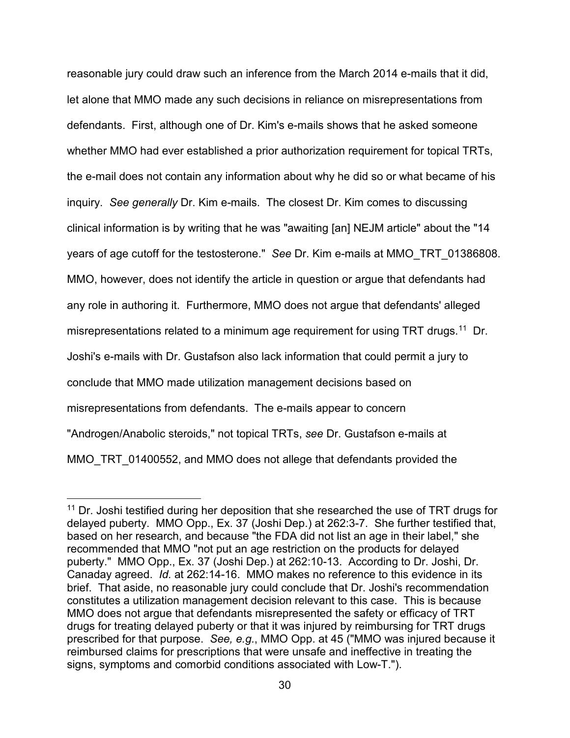reasonable jury could draw such an inference from the March 2014 e-mails that it did, let alone that MMO made any such decisions in reliance on misrepresentations from defendants. First, although one of Dr. Kim's e-mails shows that he asked someone whether MMO had ever established a prior authorization requirement for topical TRTs, the e-mail does not contain any information about why he did so or what became of his inquiry. *See generally* Dr. Kim e-mails. The closest Dr. Kim comes to discussing clinical information is by writing that he was "awaiting [an] NEJM article" about the "14 years of age cutoff for the testosterone." *See* Dr. Kim e-mails at MMO_TRT_01386808. MMO, however, does not identify the article in question or argue that defendants had any role in authoring it. Furthermore, MMO does not argue that defendants' alleged misrepresentations related to a minimum age requirement for using TRT drugs.[11] Dr. Joshi's e-mails with Dr. Gustafson also lack information that could permit a jury to conclude that MMO made utilization management decisions based on misrepresentations from defendants. The e-mails appear to concern "Androgen/Anabolic steroids," not topical TRTs, *see* Dr. Gustafson e-mails at MMO_TRT_01400552, and MMO does not allege that defendants provided the

---

[11] Dr. Joshi testified during her deposition that she researched the use of TRT drugs for delayed puberty. MMO Opp., Ex. 37 (Joshi Dep.) at 262:3-7. She further testified that, based on her research, and because "the FDA did not list an age in their label," she recommended that MMO "not put an age restriction on the products for delayed puberty." MMO Opp., Ex. 37 (Joshi Dep.) at 262:10-13. According to Dr. Joshi, Dr. Canaday agreed. *Id.* at 262:14-16. MMO makes no reference to this evidence in its brief. That aside, no reasonable jury could conclude that Dr. Joshi's recommendation constitutes a utilization management decision relevant to this case. This is because MMO does not argue that defendants misrepresented the safety or efficacy of TRT drugs for treating delayed puberty or that it was injured by reimbursing for TRT drugs prescribed for that purpose. *See, e.g.*, MMO Opp. at 45 ("MMO was injured because it reimbursed claims for prescriptions that were unsafe and ineffective in treating the signs, symptoms and comorbid conditions associated with Low-T.").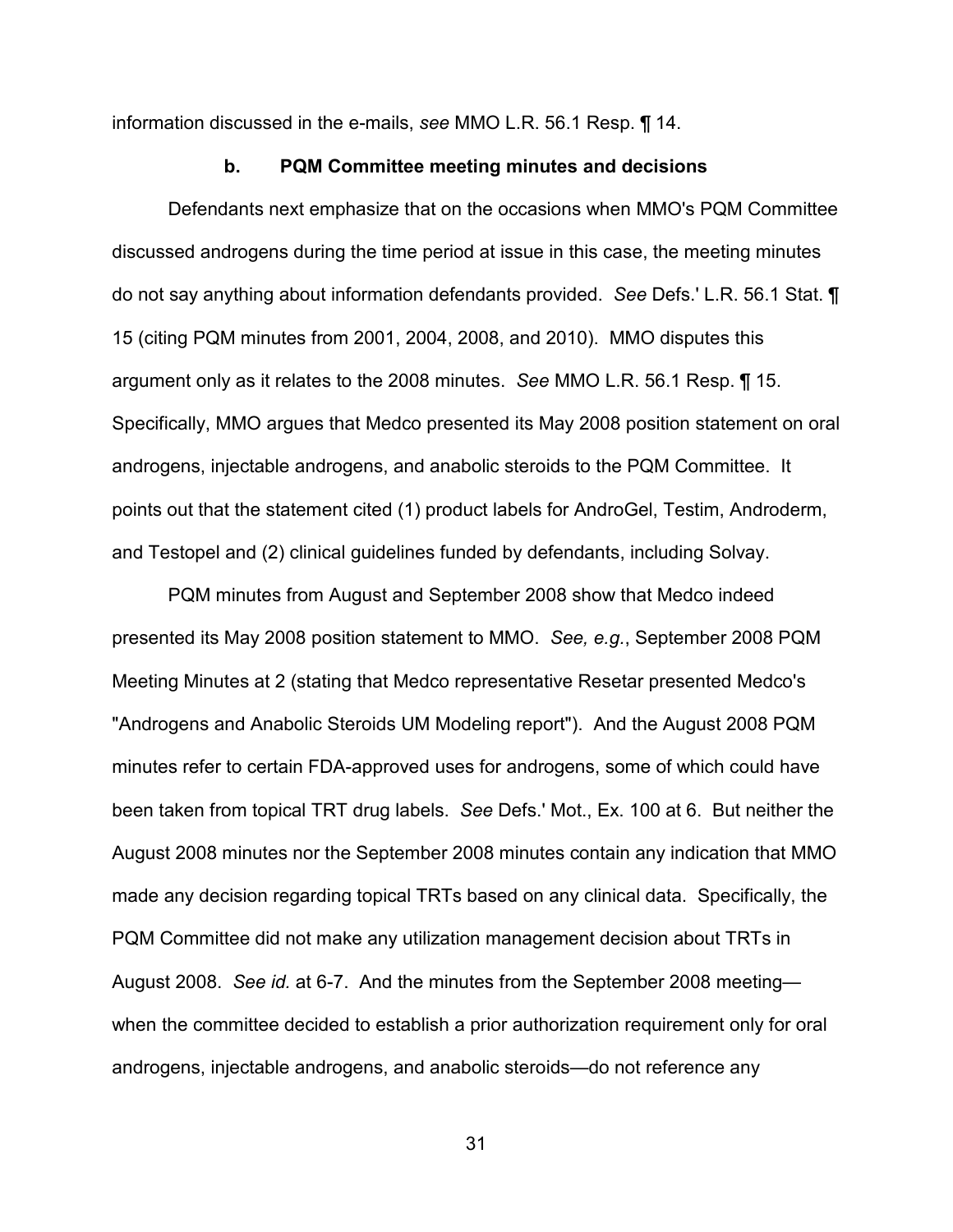information discussed in the e-mails, *see* MMO L.R. 56.1 Resp. ¶ 14.

#### b. PQM Committee meeting minutes and decisions

Defendants next emphasize that on the occasions when MMO's PQM Committee discussed androgens during the time period at issue in this case, the meeting minutes do not say anything about information defendants provided. *See* Defs.' L.R. 56.1 Stat. ¶ 15 (citing PQM minutes from 2001, 2004, 2008, and 2010). MMO disputes this argument only as it relates to the 2008 minutes. *See* MMO L.R. 56.1 Resp. ¶ 15. Specifically, MMO argues that Medco presented its May 2008 position statement on oral androgens, injectable androgens, and anabolic steroids to the PQM Committee. It points out that the statement cited (1) product labels for AndroGel, Testim, Androderm, and Testopel and (2) clinical guidelines funded by defendants, including Solvay.

PQM minutes from August and September 2008 show that Medco indeed presented its May 2008 position statement to MMO. *See, e.g.*, September 2008 PQM Meeting Minutes at 2 (stating that Medco representative Resetar presented Medco's "Androgens and Anabolic Steroids UM Modeling report"). And the August 2008 PQM minutes refer to certain FDA-approved uses for androgens, some of which could have been taken from topical TRT drug labels. *See* Defs.' Mot., Ex. 100 at 6. But neither the August 2008 minutes nor the September 2008 minutes contain any indication that MMO made any decision regarding topical TRTs based on any clinical data. Specifically, the PQM Committee did not make any utilization management decision about TRTs in August 2008. *See id.* at 6-7. And the minutes from the September 2008 meeting—when the committee decided to establish a prior authorization requirement only for oral androgens, injectable androgens, and anabolic steroids—do not reference any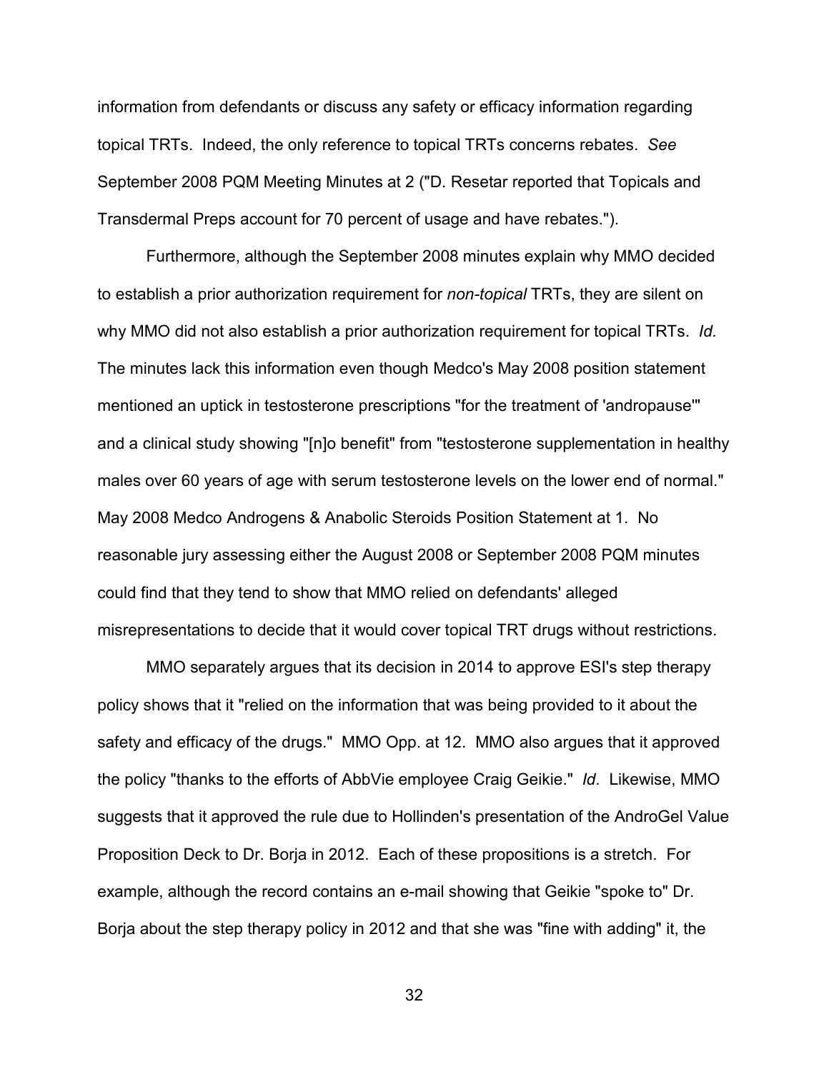information from defendants or discuss any safety or efficacy information regarding topical TRTs. Indeed, the only reference to topical TRTs concerns rebates. *See* September 2008 PQM Meeting Minutes at 2 ("D. Resetar reported that Topicals and Transdermal Preps account for 70 percent of usage and have rebates.").

Furthermore, although the September 2008 minutes explain why MMO decided to establish a prior authorization requirement for *non-topical* TRTs, they are silent on why MMO did not also establish a prior authorization requirement for topical TRTs. *Id.* The minutes lack this information even though Medco's May 2008 position statement mentioned an uptick in testosterone prescriptions "for the treatment of 'andropause'" and a clinical study showing "[n]o benefit" from "testosterone supplementation in healthy males over 60 years of age with serum testosterone levels on the lower end of normal." May 2008 Medco Androgens & Anabolic Steroids Position Statement at 1. No reasonable jury assessing either the August 2008 or September 2008 PQM minutes could find that they tend to show that MMO relied on defendants' alleged misrepresentations to decide that it would cover topical TRT drugs without restrictions.

MMO separately argues that its decision in 2014 to approve ESI's step therapy policy shows that it "relied on the information that was being provided to it about the safety and efficacy of the drugs." MMO Opp. at 12. MMO also argues that it approved the policy "thanks to the efforts of AbbVie employee Craig Geikie." *Id*. Likewise, MMO suggests that it approved the rule due to Hollinden's presentation of the AndroGel Value Proposition Deck to Dr. Borja in 2012. Each of these propositions is a stretch. For example, although the record contains an e-mail showing that Geikie "spoke to" Dr. Borja about the step therapy policy in 2012 and that she was "fine with adding" it, the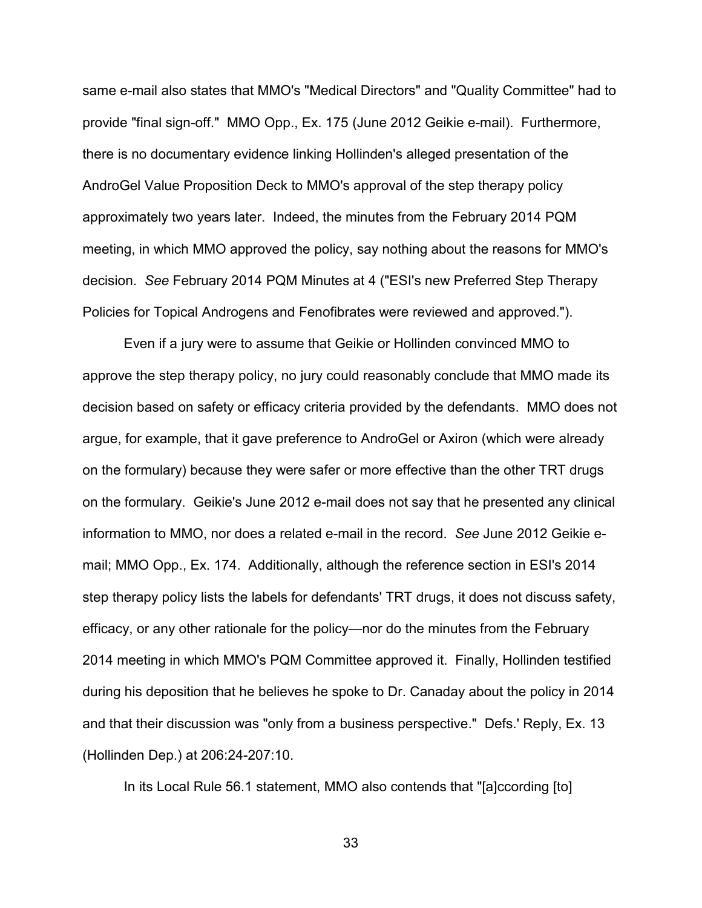same e-mail also states that MMO's "Medical Directors" and "Quality Committee" had to provide "final sign-off." MMO Opp., Ex. 175 (June 2012 Geikie e-mail). Furthermore, there is no documentary evidence linking Hollinden's alleged presentation of the AndroGel Value Proposition Deck to MMO's approval of the step therapy policy approximately two years later. Indeed, the minutes from the February 2014 PQM meeting, in which MMO approved the policy, say nothing about the reasons for MMO's decision. *See* February 2014 PQM Minutes at 4 ("ESI's new Preferred Step Therapy Policies for Topical Androgens and Fenofibrates were reviewed and approved.").

Even if a jury were to assume that Geikie or Hollinden convinced MMO to approve the step therapy policy, no jury could reasonably conclude that MMO made its decision based on safety or efficacy criteria provided by the defendants. MMO does not argue, for example, that it gave preference to AndroGel or Axiron (which were already on the formulary) because they were safer or more effective than the other TRT drugs on the formulary. Geikie's June 2012 e-mail does not say that he presented any clinical information to MMO, nor does a related e-mail in the record. *See* June 2012 Geikie e-mail; MMO Opp., Ex. 174. Additionally, although the reference section in ESI's 2014 step therapy policy lists the labels for defendants' TRT drugs, it does not discuss safety, efficacy, or any other rationale for the policy—nor do the minutes from the February 2014 meeting in which MMO's PQM Committee approved it. Finally, Hollinden testified during his deposition that he believes he spoke to Dr. Canaday about the policy in 2014 and that their discussion was "only from a business perspective." Defs.' Reply, Ex. 13 (Hollinden Dep.) at 206:24-207:10.

In its Local Rule 56.1 statement, MMO also contends that "[a]ccording [to]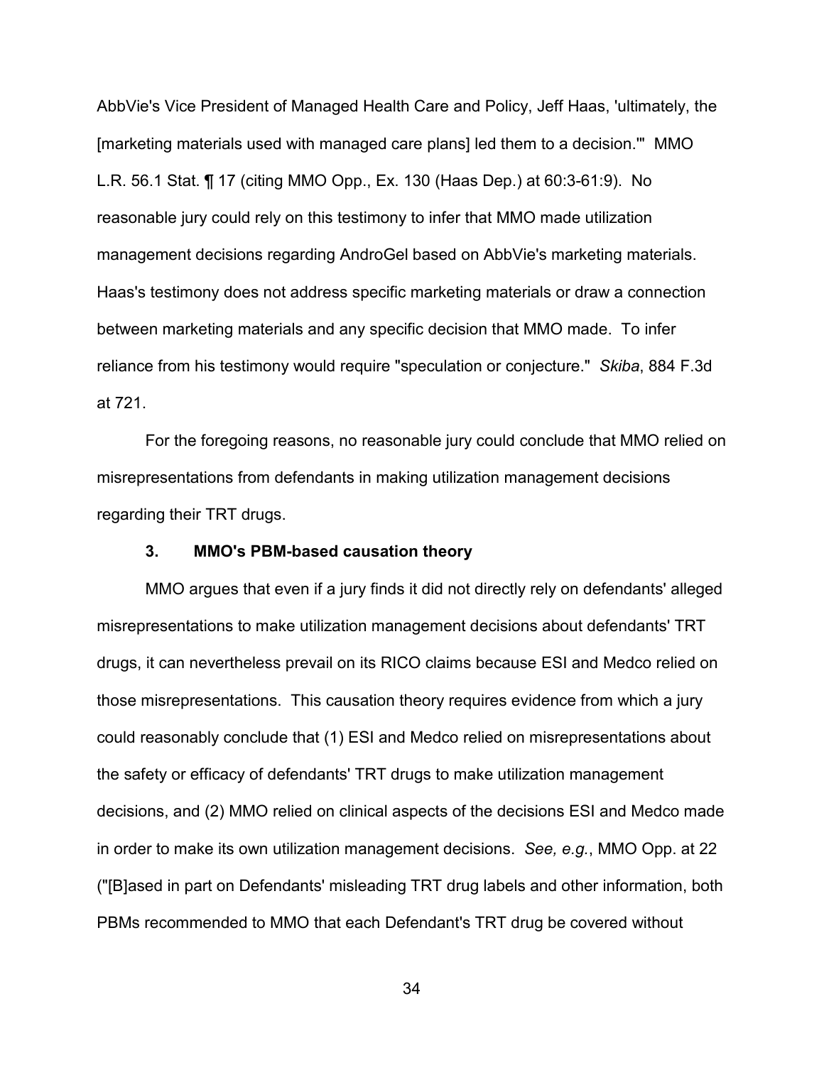AbbVie's Vice President of Managed Health Care and Policy, Jeff Haas, 'ultimately, the [marketing materials used with managed care plans] led them to a decision.'" MMO L.R. 56.1 Stat. ¶ 17 (citing MMO Opp., Ex. 130 (Haas Dep.) at 60:3-61:9). No reasonable jury could rely on this testimony to infer that MMO made utilization management decisions regarding AndroGel based on AbbVie's marketing materials. Haas's testimony does not address specific marketing materials or draw a connection between marketing materials and any specific decision that MMO made. To infer reliance from his testimony would require "speculation or conjecture." *Skiba*, 884 F.3d at 721.

For the foregoing reasons, no reasonable jury could conclude that MMO relied on misrepresentations from defendants in making utilization management decisions regarding their TRT drugs.

### 3. MMO's PBM-based causation theory

MMO argues that even if a jury finds it did not directly rely on defendants' alleged misrepresentations to make utilization management decisions about defendants' TRT drugs, it can nevertheless prevail on its RICO claims because ESI and Medco relied on those misrepresentations. This causation theory requires evidence from which a jury could reasonably conclude that (1) ESI and Medco relied on misrepresentations about the safety or efficacy of defendants' TRT drugs to make utilization management decisions, and (2) MMO relied on clinical aspects of the decisions ESI and Medco made in order to make its own utilization management decisions. *See, e.g.*, MMO Opp. at 22 ("[B]ased in part on Defendants' misleading TRT drug labels and other information, both PBMs recommended to MMO that each Defendant's TRT drug be covered without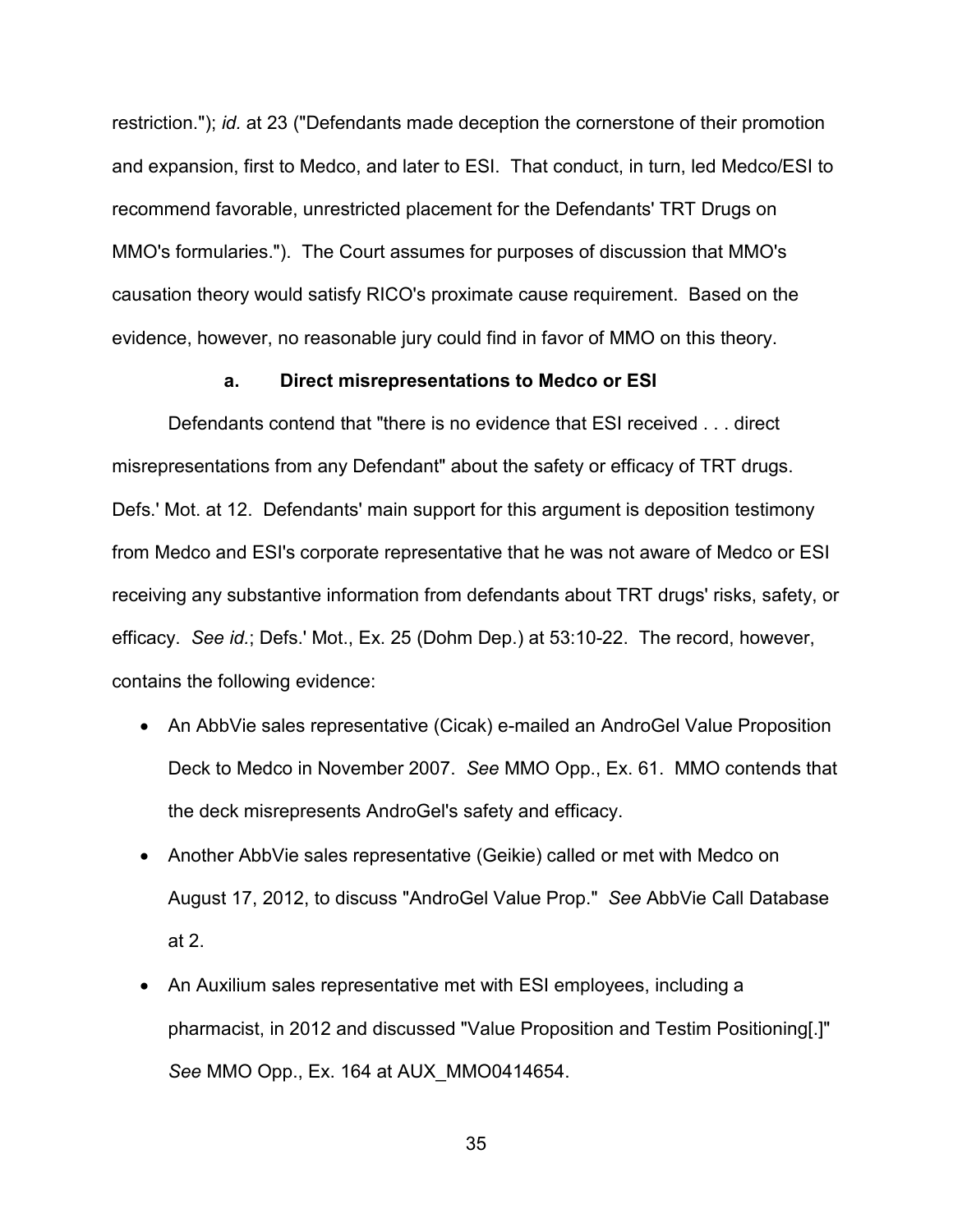restriction."); *id.* at 23 ("Defendants made deception the cornerstone of their promotion and expansion, first to Medco, and later to ESI. That conduct, in turn, led Medco/ESI to recommend favorable, unrestricted placement for the Defendants' TRT Drugs on MMO's formularies."). The Court assumes for purposes of discussion that MMO's causation theory would satisfy RICO's proximate cause requirement. Based on the evidence, however, no reasonable jury could find in favor of MMO on this theory.

**a. Direct misrepresentations to Medco or ESI**

Defendants contend that "there is no evidence that ESI received . . . direct misrepresentations from any Defendant" about the safety or efficacy of TRT drugs. Defs.' Mot. at 12. Defendants' main support for this argument is deposition testimony from Medco and ESI's corporate representative that he was not aware of Medco or ESI receiving any substantive information from defendants about TRT drugs' risks, safety, or efficacy. *See id.*; Defs.' Mot., Ex. 25 (Dohm Dep.) at 53:10-22. The record, however, contains the following evidence:

- An AbbVie sales representative (Cicak) e-mailed an AndroGel Value Proposition Deck to Medco in November 2007. *See* MMO Opp., Ex. 61. MMO contends that the deck misrepresents AndroGel's safety and efficacy.
- Another AbbVie sales representative (Geikie) called or met with Medco on August 17, 2012, to discuss "AndroGel Value Prop." *See* AbbVie Call Database at 2.
- An Auxilium sales representative met with ESI employees, including a pharmacist, in 2012 and discussed "Value Proposition and Testim Positioning[.]" *See* MMO Opp., Ex. 164 at AUX_MMO0414654.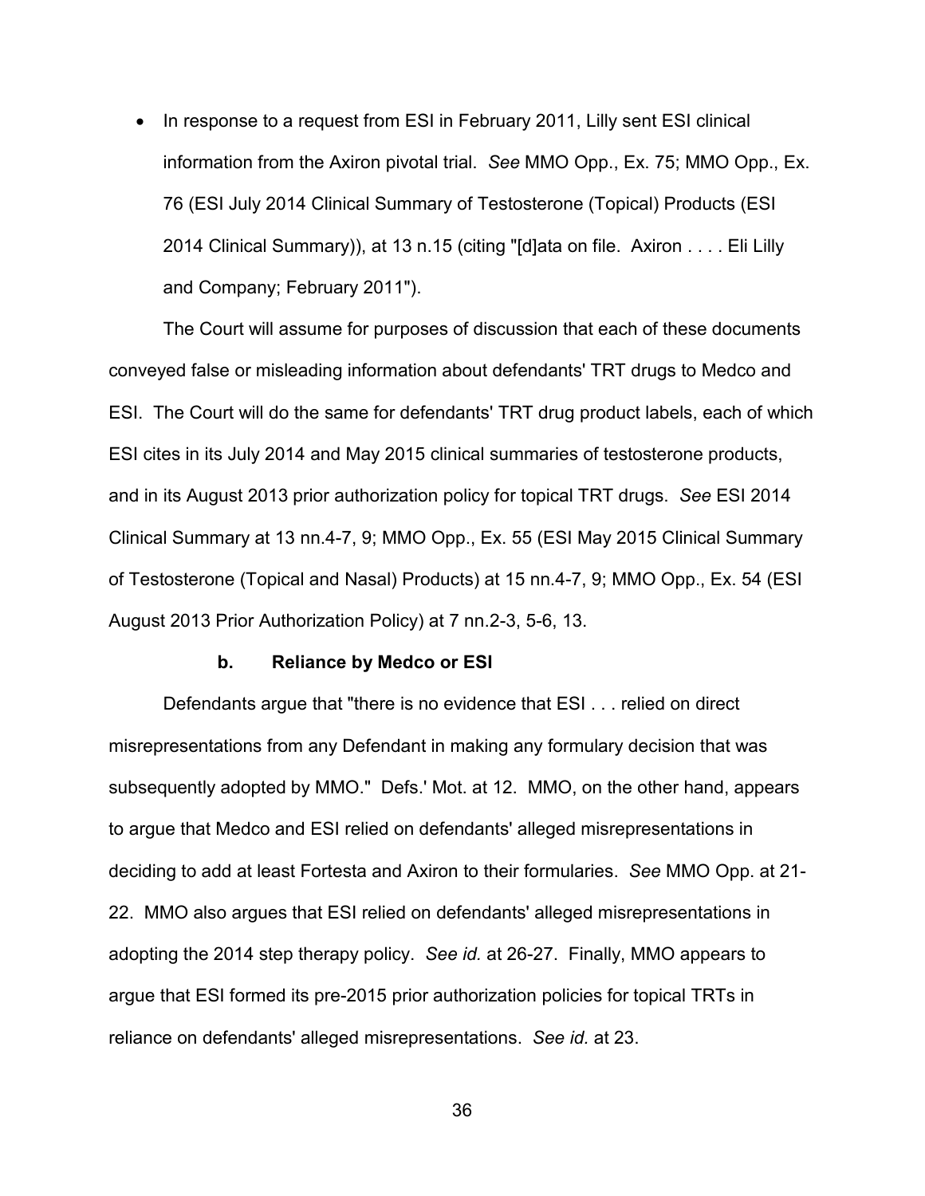- In response to a request from ESI in February 2011, Lilly sent ESI clinical information from the Axiron pivotal trial. *See* MMO Opp., Ex. 75; MMO Opp., Ex. 76 (ESI July 2014 Clinical Summary of Testosterone (Topical) Products (ESI 2014 Clinical Summary)), at 13 n.15 (citing "[d]ata on file. Axiron . . . . Eli Lilly and Company; February 2011").

The Court will assume for purposes of discussion that each of these documents conveyed false or misleading information about defendants' TRT drugs to Medco and ESI. The Court will do the same for defendants' TRT drug product labels, each of which ESI cites in its July 2014 and May 2015 clinical summaries of testosterone products, and in its August 2013 prior authorization policy for topical TRT drugs. *See* ESI 2014 Clinical Summary at 13 nn.4-7, 9; MMO Opp., Ex. 55 (ESI May 2015 Clinical Summary of Testosterone (Topical and Nasal) Products) at 15 nn.4-7, 9; MMO Opp., Ex. 54 (ESI August 2013 Prior Authorization Policy) at 7 nn.2-3, 5-6, 13.

**b. Reliance by Medco or ESI**

Defendants argue that "there is no evidence that ESI . . . relied on direct misrepresentations from any Defendant in making any formulary decision that was subsequently adopted by MMO." Defs.' Mot. at 12. MMO, on the other hand, appears to argue that Medco and ESI relied on defendants' alleged misrepresentations in deciding to add at least Fortesta and Axiron to their formularies. *See* MMO Opp. at 21-22. MMO also argues that ESI relied on defendants' alleged misrepresentations in adopting the 2014 step therapy policy. *See id.* at 26-27. Finally, MMO appears to argue that ESI formed its pre-2015 prior authorization policies for topical TRTs in reliance on defendants' alleged misrepresentations. *See id.* at 23.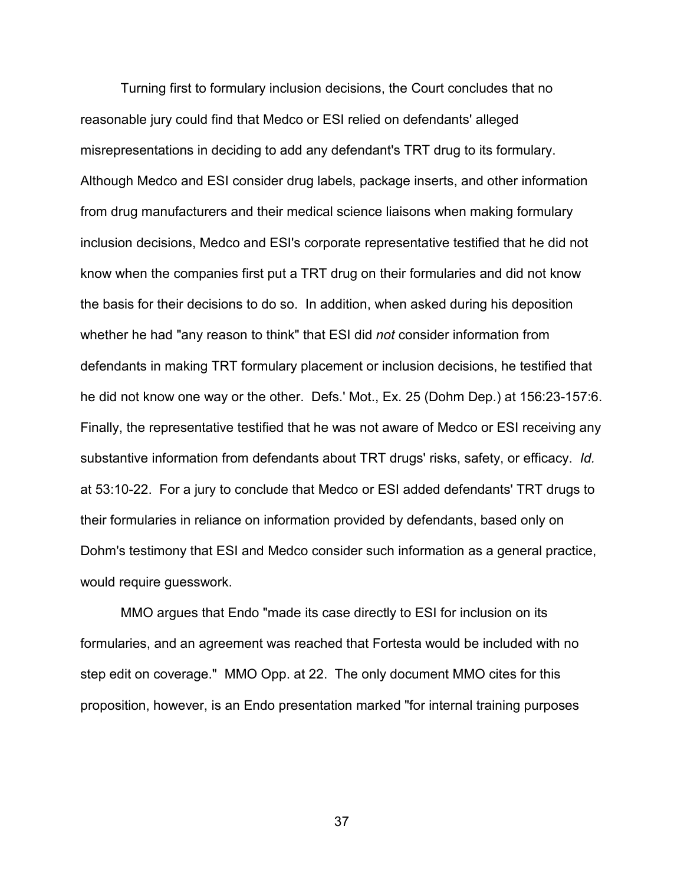Turning first to formulary inclusion decisions, the Court concludes that no reasonable jury could find that Medco or ESI relied on defendants' alleged misrepresentations in deciding to add any defendant's TRT drug to its formulary. Although Medco and ESI consider drug labels, package inserts, and other information from drug manufacturers and their medical science liaisons when making formulary inclusion decisions, Medco and ESI's corporate representative testified that he did not know when the companies first put a TRT drug on their formularies and did not know the basis for their decisions to do so. In addition, when asked during his deposition whether he had "any reason to think" that ESI did *not* consider information from defendants in making TRT formulary placement or inclusion decisions, he testified that he did not know one way or the other. Defs.' Mot., Ex. 25 (Dohm Dep.) at 156:23-157:6. Finally, the representative testified that he was not aware of Medco or ESI receiving any substantive information from defendants about TRT drugs' risks, safety, or efficacy. *Id.* at 53:10-22. For a jury to conclude that Medco or ESI added defendants' TRT drugs to their formularies in reliance on information provided by defendants, based only on Dohm's testimony that ESI and Medco consider such information as a general practice, would require guesswork.

MMO argues that Endo "made its case directly to ESI for inclusion on its formularies, and an agreement was reached that Fortesta would be included with no step edit on coverage." MMO Opp. at 22. The only document MMO cites for this proposition, however, is an Endo presentation marked "for internal training purposes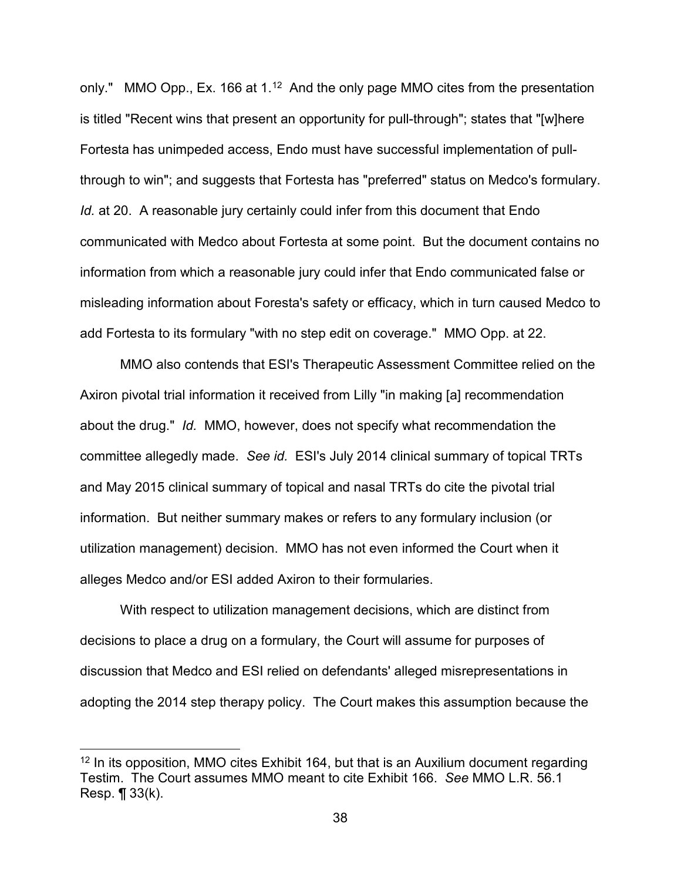only." MMO Opp., Ex. 166 at 1.[12] And the only page MMO cites from the presentation is titled "Recent wins that present an opportunity for pull-through"; states that "[w]here Fortesta has unimpeded access, Endo must have successful implementation of pull-through to win"; and suggests that Fortesta has "preferred" status on Medco's formulary. *Id.* at 20. A reasonable jury certainly could infer from this document that Endo communicated with Medco about Fortesta at some point. But the document contains no information from which a reasonable jury could infer that Endo communicated false or misleading information about Foresta's safety or efficacy, which in turn caused Medco to add Fortesta to its formulary "with no step edit on coverage." MMO Opp. at 22.

MMO also contends that ESI's Therapeutic Assessment Committee relied on the Axiron pivotal trial information it received from Lilly "in making [a] recommendation about the drug." *Id.* MMO, however, does not specify what recommendation the committee allegedly made. *See id.* ESI's July 2014 clinical summary of topical TRTs and May 2015 clinical summary of topical and nasal TRTs do cite the pivotal trial information. But neither summary makes or refers to any formulary inclusion (or utilization management) decision. MMO has not even informed the Court when it alleges Medco and/or ESI added Axiron to their formularies.

With respect to utilization management decisions, which are distinct from decisions to place a drug on a formulary, the Court will assume for purposes of discussion that Medco and ESI relied on defendants' alleged misrepresentations in adopting the 2014 step therapy policy. The Court makes this assumption because the

---

[12] In its opposition, MMO cites Exhibit 164, but that is an Auxilium document regarding Testim. The Court assumes MMO meant to cite Exhibit 166. *See* MMO L.R. 56.1 Resp. ¶ 33(k).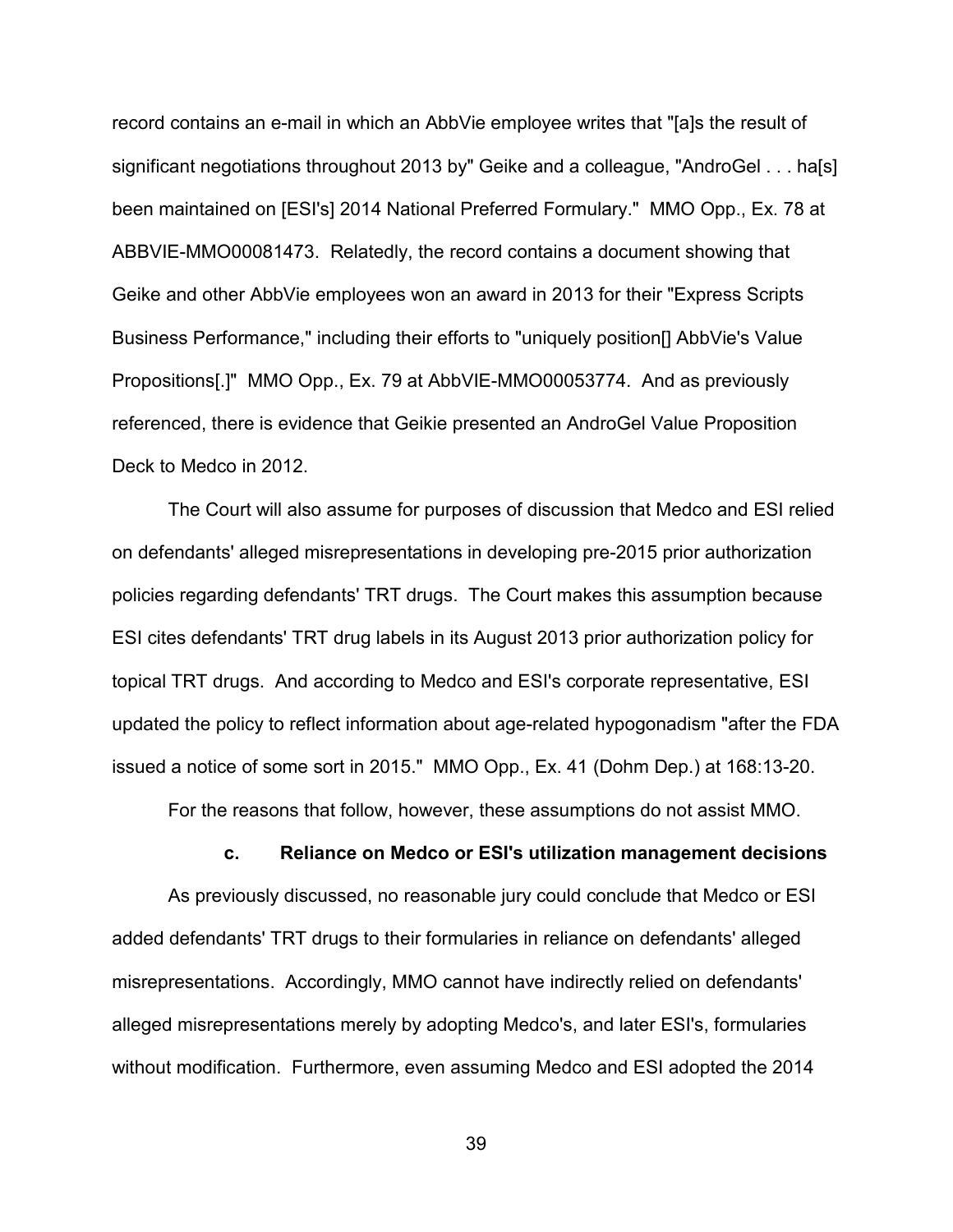record contains an e-mail in which an AbbVie employee writes that "[a]s the result of significant negotiations throughout 2013 by" Geike and a colleague, "AndroGel . . . ha[s] been maintained on [ESI's] 2014 National Preferred Formulary." MMO Opp., Ex. 78 at ABBVIE-MMO00081473. Relatedly, the record contains a document showing that Geike and other AbbVie employees won an award in 2013 for their "Express Scripts Business Performance," including their efforts to "uniquely position[] AbbVie's Value Propositions[.]" MMO Opp., Ex. 79 at AbbVIE-MMO00053774. And as previously referenced, there is evidence that Geikie presented an AndroGel Value Proposition Deck to Medco in 2012.

The Court will also assume for purposes of discussion that Medco and ESI relied on defendants' alleged misrepresentations in developing pre-2015 prior authorization policies regarding defendants' TRT drugs. The Court makes this assumption because ESI cites defendants' TRT drug labels in its August 2013 prior authorization policy for topical TRT drugs. And according to Medco and ESI's corporate representative, ESI updated the policy to reflect information about age-related hypogonadism "after the FDA issued a notice of some sort in 2015." MMO Opp., Ex. 41 (Dohm Dep.) at 168:13-20.

For the reasons that follow, however, these assumptions do not assist MMO.

#### c. Reliance on Medco or ESI's utilization management decisions

As previously discussed, no reasonable jury could conclude that Medco or ESI added defendants' TRT drugs to their formularies in reliance on defendants' alleged misrepresentations. Accordingly, MMO cannot have indirectly relied on defendants' alleged misrepresentations merely by adopting Medco's, and later ESI's, formularies without modification. Furthermore, even assuming Medco and ESI adopted the 2014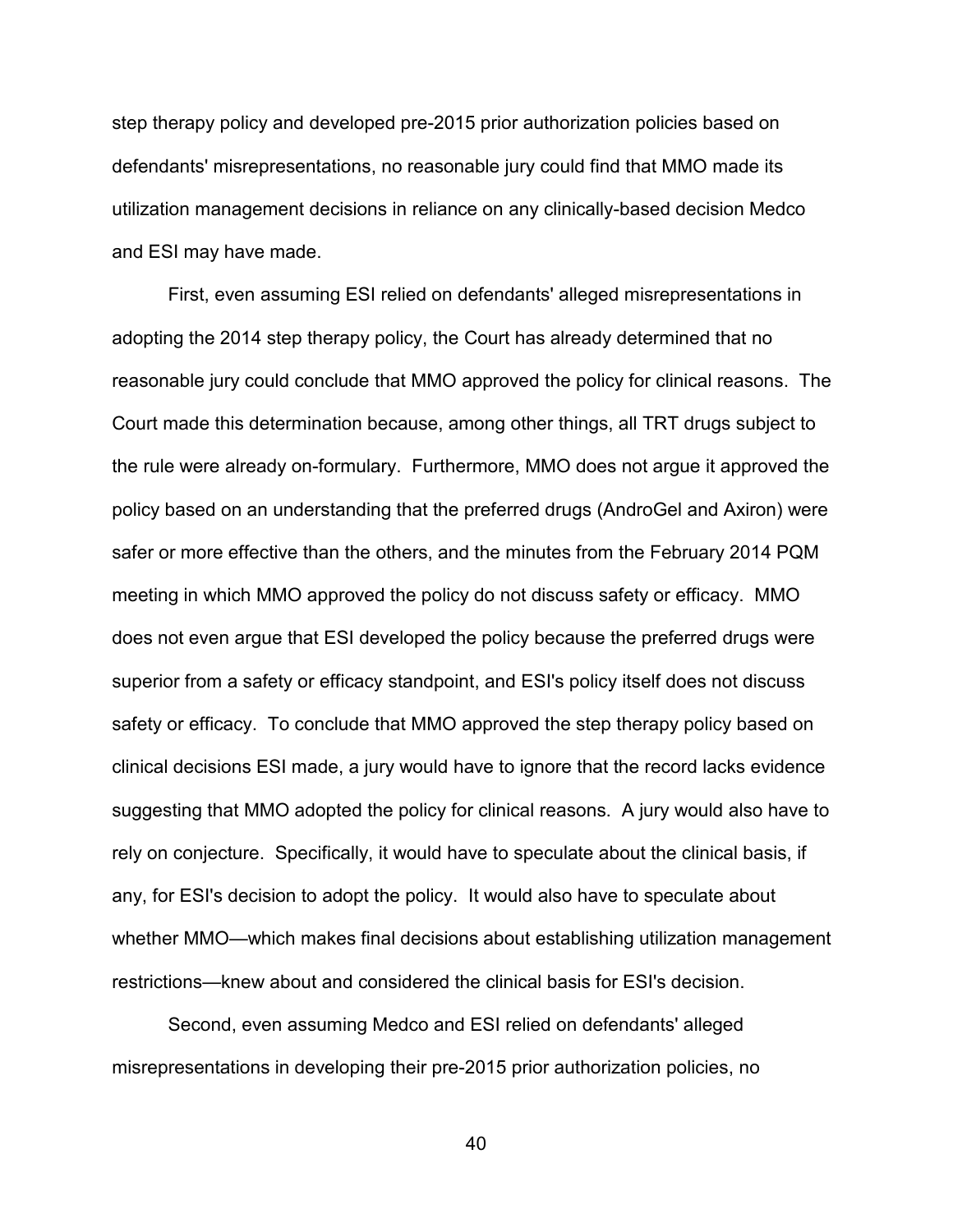step therapy policy and developed pre-2015 prior authorization policies based on defendants' misrepresentations, no reasonable jury could find that MMO made its utilization management decisions in reliance on any clinically-based decision Medco and ESI may have made.

First, even assuming ESI relied on defendants' alleged misrepresentations in adopting the 2014 step therapy policy, the Court has already determined that no reasonable jury could conclude that MMO approved the policy for clinical reasons. The Court made this determination because, among other things, all TRT drugs subject to the rule were already on-formulary. Furthermore, MMO does not argue it approved the policy based on an understanding that the preferred drugs (AndroGel and Axiron) were safer or more effective than the others, and the minutes from the February 2014 PQM meeting in which MMO approved the policy do not discuss safety or efficacy. MMO does not even argue that ESI developed the policy because the preferred drugs were superior from a safety or efficacy standpoint, and ESI's policy itself does not discuss safety or efficacy. To conclude that MMO approved the step therapy policy based on clinical decisions ESI made, a jury would have to ignore that the record lacks evidence suggesting that MMO adopted the policy for clinical reasons. A jury would also have to rely on conjecture. Specifically, it would have to speculate about the clinical basis, if any, for ESI's decision to adopt the policy. It would also have to speculate about whether MMO—which makes final decisions about establishing utilization management restrictions—knew about and considered the clinical basis for ESI's decision.

Second, even assuming Medco and ESI relied on defendants' alleged misrepresentations in developing their pre-2015 prior authorization policies, no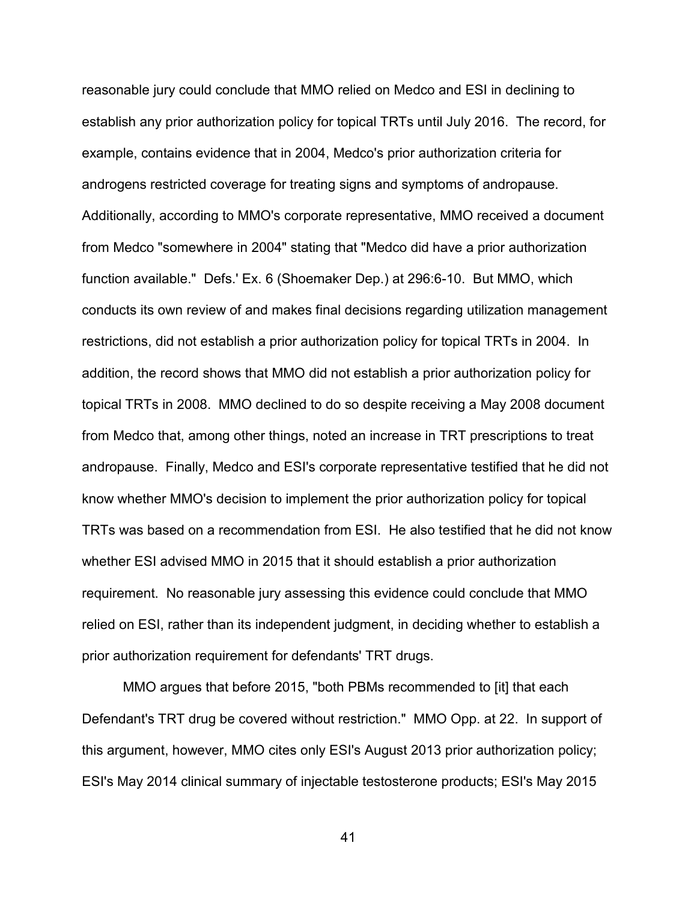reasonable jury could conclude that MMO relied on Medco and ESI in declining to establish any prior authorization policy for topical TRTs until July 2016. The record, for example, contains evidence that in 2004, Medco's prior authorization criteria for androgens restricted coverage for treating signs and symptoms of andropause. Additionally, according to MMO's corporate representative, MMO received a document from Medco "somewhere in 2004" stating that "Medco did have a prior authorization function available." Defs.' Ex. 6 (Shoemaker Dep.) at 296:6-10. But MMO, which conducts its own review of and makes final decisions regarding utilization management restrictions, did not establish a prior authorization policy for topical TRTs in 2004. In addition, the record shows that MMO did not establish a prior authorization policy for topical TRTs in 2008. MMO declined to do so despite receiving a May 2008 document from Medco that, among other things, noted an increase in TRT prescriptions to treat andropause. Finally, Medco and ESI's corporate representative testified that he did not know whether MMO's decision to implement the prior authorization policy for topical TRTs was based on a recommendation from ESI. He also testified that he did not know whether ESI advised MMO in 2015 that it should establish a prior authorization requirement. No reasonable jury assessing this evidence could conclude that MMO relied on ESI, rather than its independent judgment, in deciding whether to establish a prior authorization requirement for defendants' TRT drugs.

MMO argues that before 2015, "both PBMs recommended to [it] that each Defendant's TRT drug be covered without restriction." MMO Opp. at 22. In support of this argument, however, MMO cites only ESI's August 2013 prior authorization policy; ESI's May 2014 clinical summary of injectable testosterone products; ESI's May 2015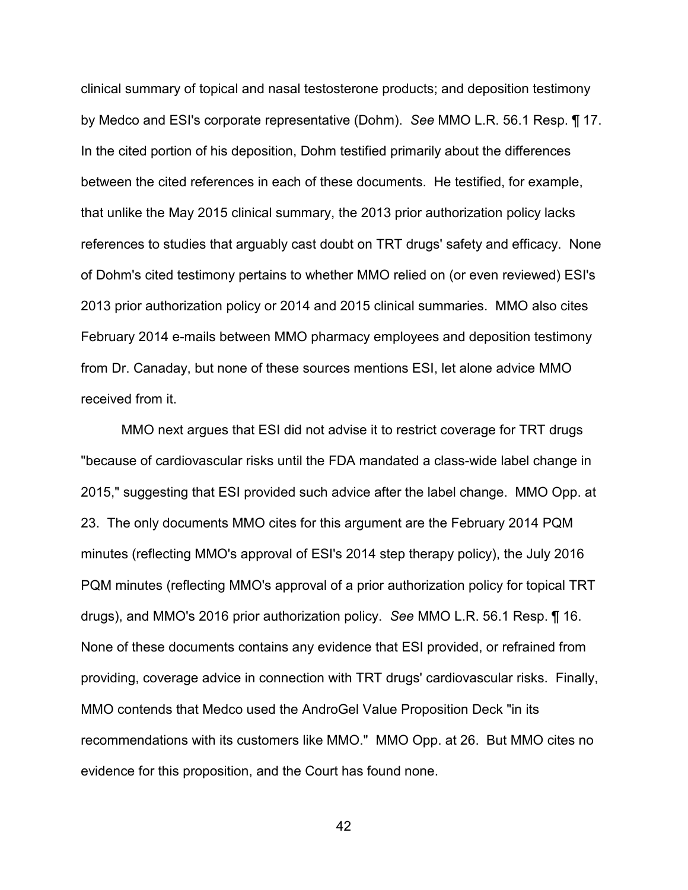clinical summary of topical and nasal testosterone products; and deposition testimony by Medco and ESI's corporate representative (Dohm). *See* MMO L.R. 56.1 Resp. ¶ 17. In the cited portion of his deposition, Dohm testified primarily about the differences between the cited references in each of these documents. He testified, for example, that unlike the May 2015 clinical summary, the 2013 prior authorization policy lacks references to studies that arguably cast doubt on TRT drugs' safety and efficacy. None of Dohm's cited testimony pertains to whether MMO relied on (or even reviewed) ESI's 2013 prior authorization policy or 2014 and 2015 clinical summaries. MMO also cites February 2014 e-mails between MMO pharmacy employees and deposition testimony from Dr. Canaday, but none of these sources mentions ESI, let alone advice MMO received from it.

MMO next argues that ESI did not advise it to restrict coverage for TRT drugs "because of cardiovascular risks until the FDA mandated a class-wide label change in 2015," suggesting that ESI provided such advice after the label change. MMO Opp. at 23. The only documents MMO cites for this argument are the February 2014 PQM minutes (reflecting MMO's approval of ESI's 2014 step therapy policy), the July 2016 PQM minutes (reflecting MMO's approval of a prior authorization policy for topical TRT drugs), and MMO's 2016 prior authorization policy. *See* MMO L.R. 56.1 Resp. ¶ 16. None of these documents contains any evidence that ESI provided, or refrained from providing, coverage advice in connection with TRT drugs' cardiovascular risks. Finally, MMO contends that Medco used the AndroGel Value Proposition Deck "in its recommendations with its customers like MMO." MMO Opp. at 26. But MMO cites no evidence for this proposition, and the Court has found none.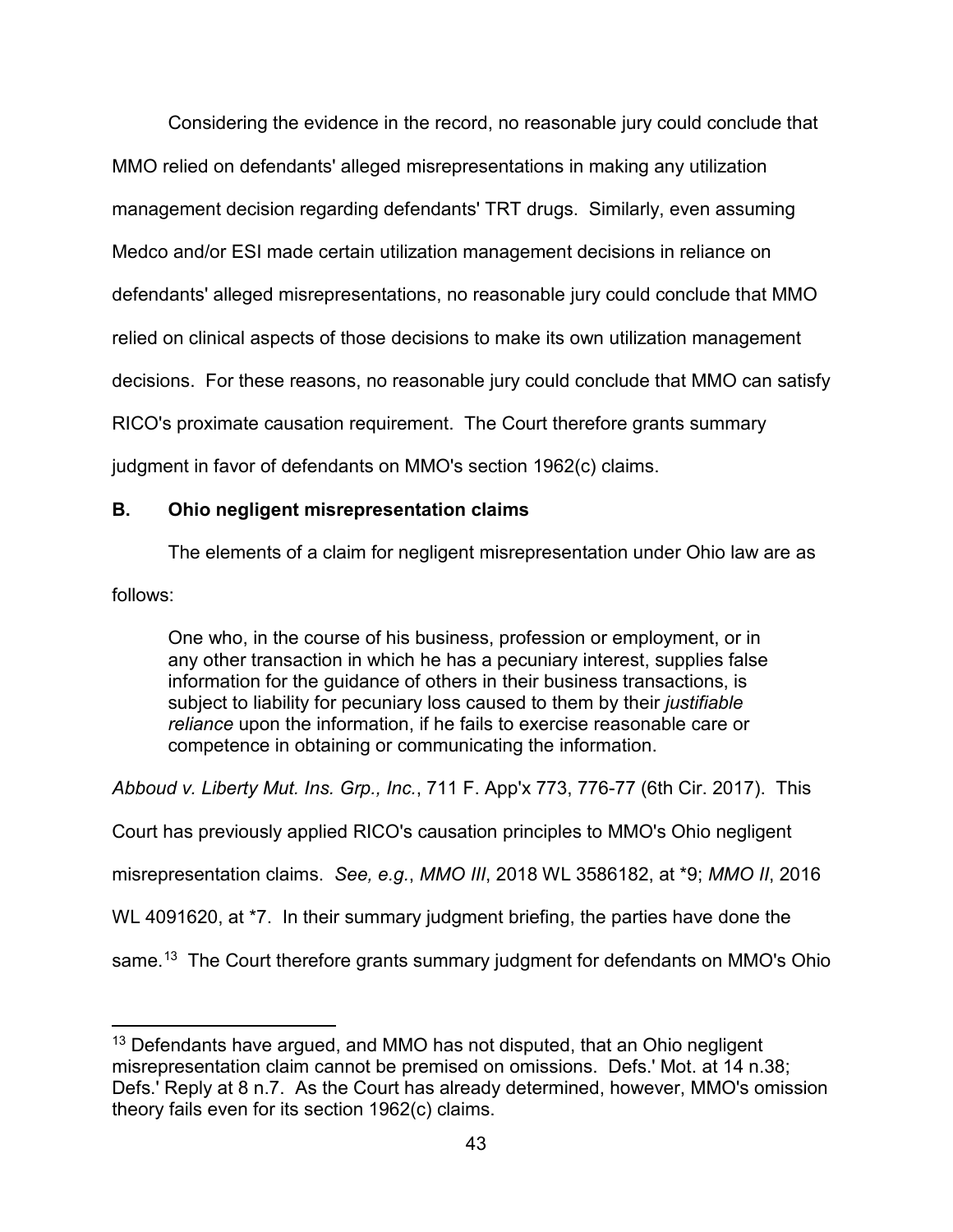Considering the evidence in the record, no reasonable jury could conclude that MMO relied on defendants' alleged misrepresentations in making any utilization management decision regarding defendants' TRT drugs. Similarly, even assuming Medco and/or ESI made certain utilization management decisions in reliance on defendants' alleged misrepresentations, no reasonable jury could conclude that MMO relied on clinical aspects of those decisions to make its own utilization management decisions. For these reasons, no reasonable jury could conclude that MMO can satisfy RICO's proximate causation requirement. The Court therefore grants summary judgment in favor of defendants on MMO's section 1962(c) claims.

### B. Ohio negligent misrepresentation claims

The elements of a claim for negligent misrepresentation under Ohio law are as follows:

> One who, in the course of his business, profession or employment, or in any other transaction in which he has a pecuniary interest, supplies false information for the guidance of others in their business transactions, is subject to liability for pecuniary loss caused to them by their *justifiable reliance* upon the information, if he fails to exercise reasonable care or competence in obtaining or communicating the information.

*Abboud v. Liberty Mut. Ins. Grp., Inc.*, 711 F. App'x 773, 776-77 (6th Cir. 2017). This Court has previously applied RICO's causation principles to MMO's Ohio negligent misrepresentation claims. *See, e.g.*, *MMO III*, 2018 WL 3586182, at *9; *MMO II*, 2016 WL 4091620, at *7. In their summary judgment briefing, the parties have done the same.[13] The Court therefore grants summary judgment for defendants on MMO's Ohio

[13] Defendants have argued, and MMO has not disputed, that an Ohio negligent misrepresentation claim cannot be premised on omissions. Defs.' Mot. at 14 n.38; Defs.' Reply at 8 n.7. As the Court has already determined, however, MMO's omission theory fails even for its section 1962(c) claims.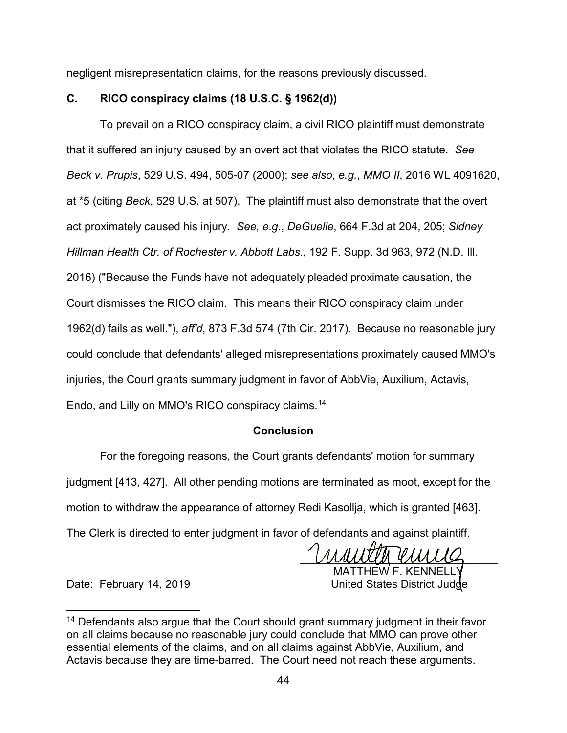negligent misrepresentation claims, for the reasons previously discussed.

### C. RICO conspiracy claims (18 U.S.C. § 1962(d))

To prevail on a RICO conspiracy claim, a civil RICO plaintiff must demonstrate that it suffered an injury caused by an overt act that violates the RICO statute. *See Beck v. Prupis*, 529 U.S. 494, 505-07 (2000); *see also, e.g.*, *MMO II*, 2016 WL 4091620, at *5 (citing *Beck*, 529 U.S. at 507). The plaintiff must also demonstrate that the overt act proximately caused his injury. *See, e.g.*, *DeGuelle*, 664 F.3d at 204, 205; *Sidney Hillman Health Ctr. of Rochester v. Abbott Labs.*, 192 F. Supp. 3d 963, 972 (N.D. Ill. 2016) ("Because the Funds have not adequately pleaded proximate causation, the Court dismisses the RICO claim. This means their RICO conspiracy claim under 1962(d) fails as well."), *aff'd*, 873 F.3d 574 (7th Cir. 2017). Because no reasonable jury could conclude that defendants' alleged misrepresentations proximately caused MMO's injuries, the Court grants summary judgment in favor of AbbVie, Auxilium, Actavis, Endo, and Lilly on MMO's RICO conspiracy claims.[14]

## Conclusion

For the foregoing reasons, the Court grants defendants' motion for summary judgment [413, 427]. All other pending motions are terminated as moot, except for the motion to withdraw the appearance of attorney Redi Kasollja, which is granted [463]. The Clerk is directed to enter judgment in favor of defendants and against plaintiff.

MATTHEW F. KENNELLY
United States District Judge

Date: February 14, 2019

[14] Defendants also argue that the Court should grant summary judgment in their favor on all claims because no reasonable jury could conclude that MMO can prove other essential elements of the claims, and on all claims against AbbVie, Auxilium, and Actavis because they are time-barred. The Court need not reach these arguments.